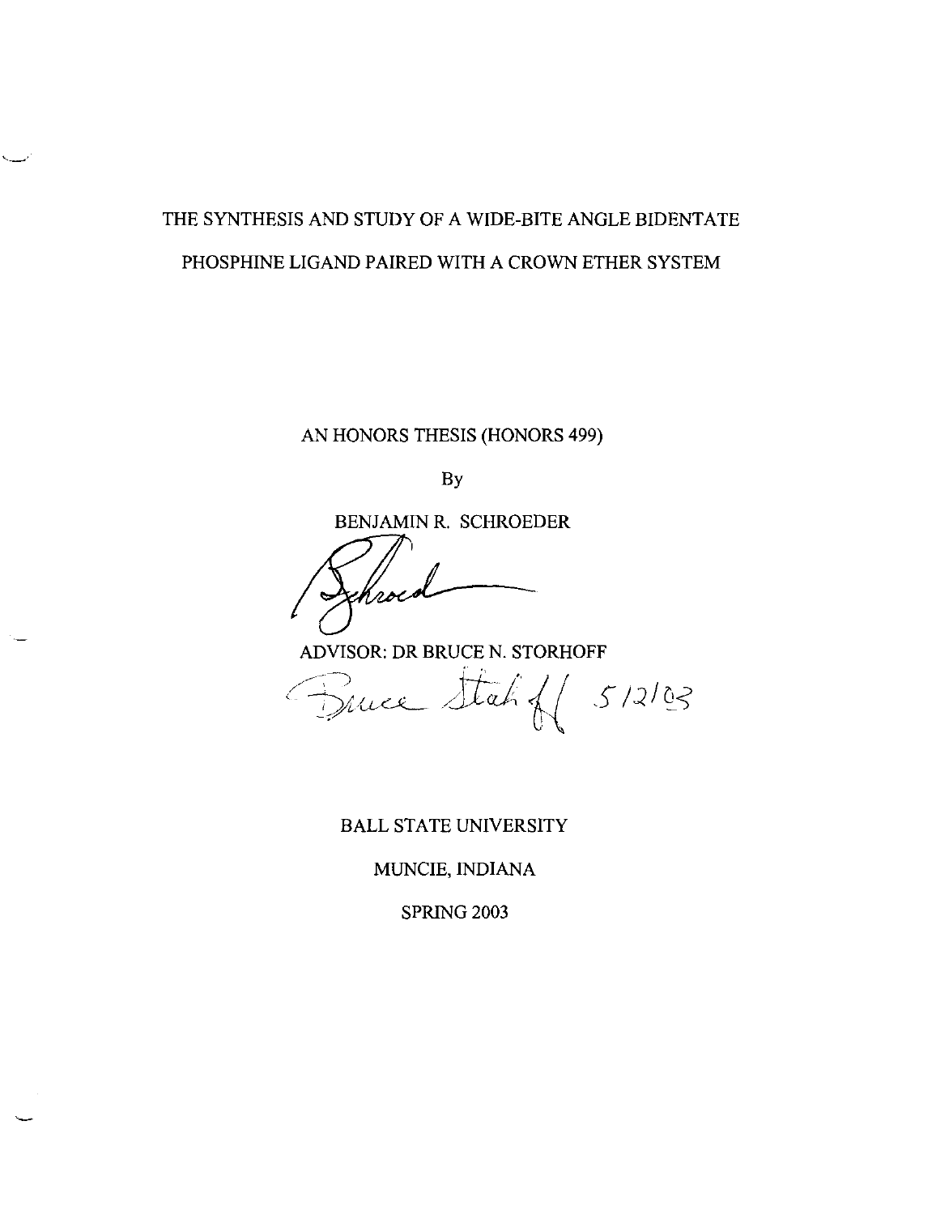# THE SYNTHESIS AND STUDY OF A WIDE-BITE ANGLE BIDENTATE PHOSPHINE LIGAND PAIRED WITH A CROWN ETHER SYSTEM

AN HONORS THESIS (HONORS 499)

By

BENJAMIN R. SCHROEDER

ADVISOR: DR BRUCE N. STORHOFF

5/12/03

BALL STATE UNIVERSITY

MUNCIE, INDIANA

SPRING 2003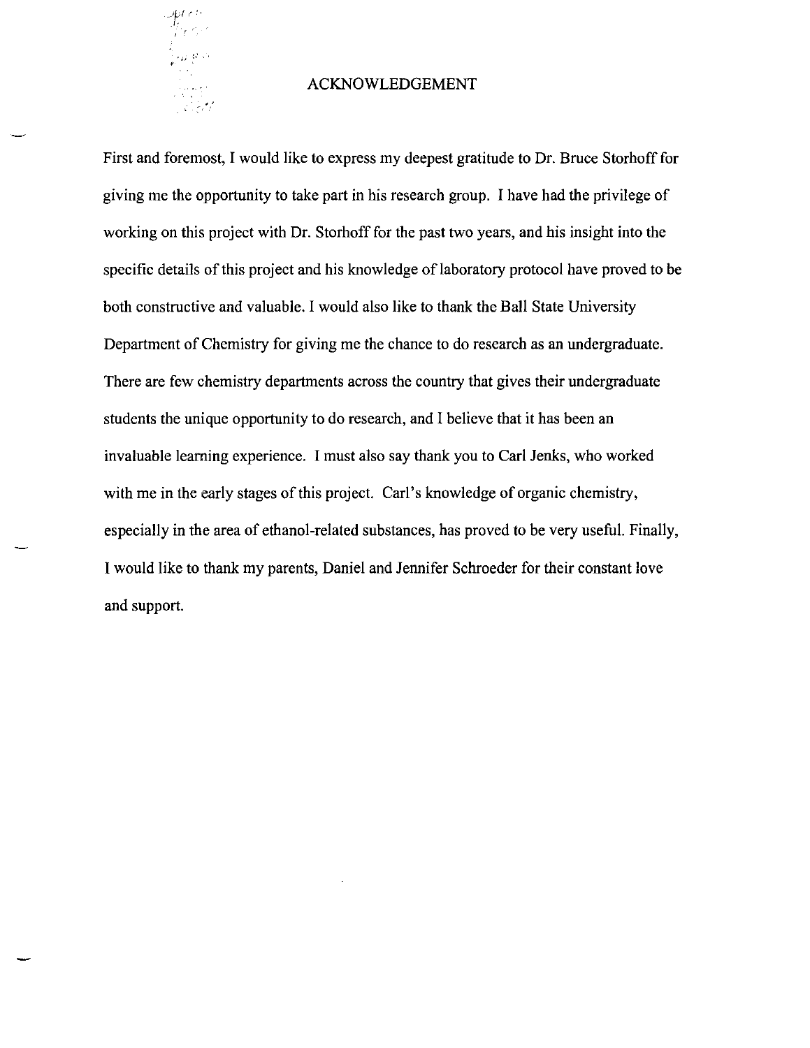# ACKNOWLEDGEMENT

First and foremost, I would like to express my deepest gratitude to Dr. Bruce Storhoff for giving me the opportunity to take part in his research group. I have had the privilege of working on this project with Dr. Storhoff for the past two years, and his insight into the specific details of this project and his knowledge of laboratory protocol have proved to be both constructive and valuable. I would also like to thank the Ball State University Department of Chemistry for giving me the chance to do research as an undergraduate. There are few chemistry departments across the country that gives their undergraduate students the unique opportunity to do research, and I believe that it has been an invaluable learning experience. I must also say thank you to Carl Jenks, who worked with me in the early stages of this project. Carl's knowledge of organic chemistry, especially in the area of ethanol-related substances, has proved to be very useful. Finally, I would like to thank my parents, Daniel and Jennifer Schroeder for their constant love and support.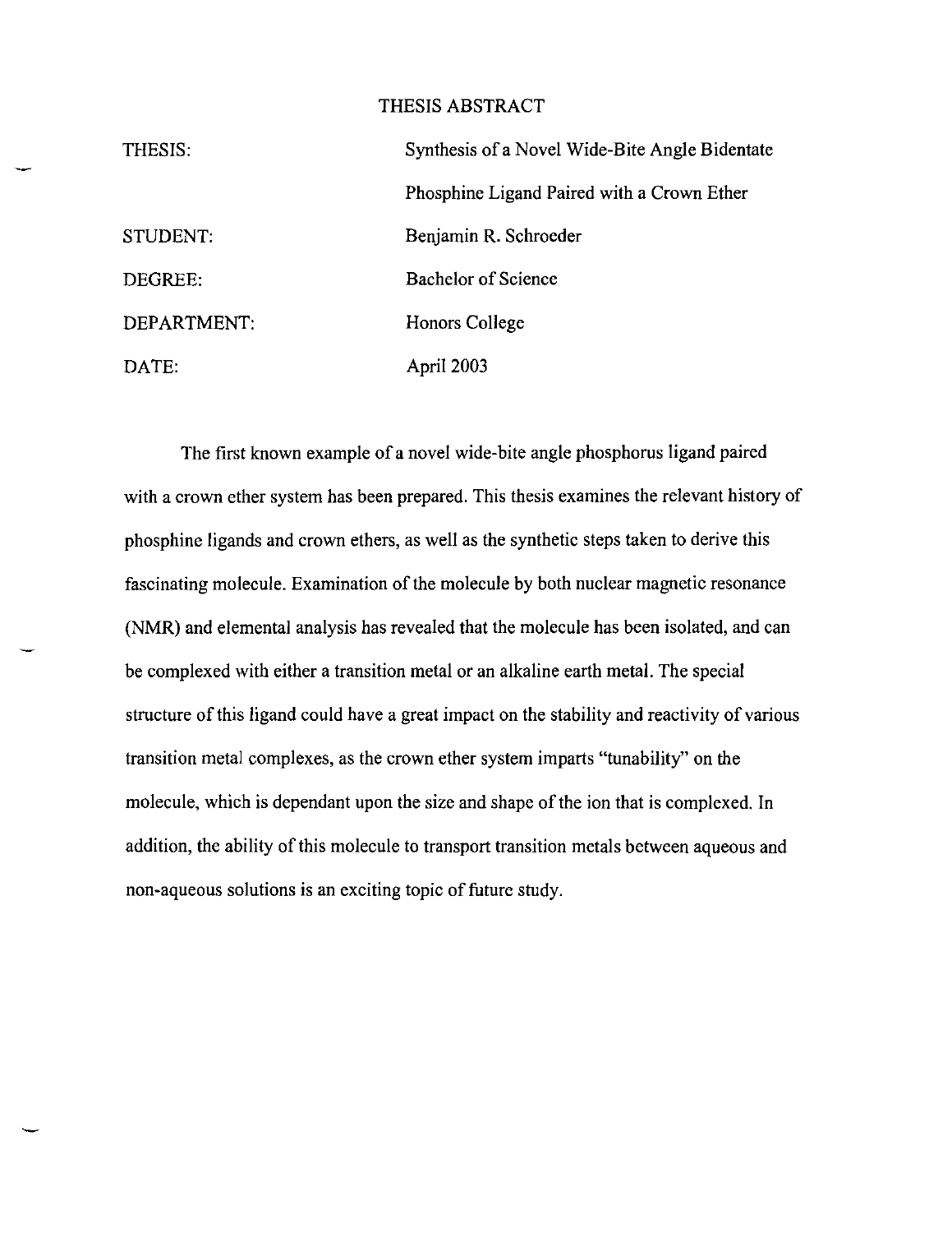# THESIS ABSTRACT

| | |
|---|---|
| THESIS: | Synthesis of a Novel Wide-Bite Angle Bidentate Phosphine Ligand Paired with a Crown Ether |
| STUDENT: | Benjamin R. Schroeder |
| DEGREE: | Bachelor of Science |
| DEPARTMENT: | Honors College |
| DATE: | April 2003 |

The first known example of a novel wide-bite angle phosphorus ligand paired with a crown ether system has been prepared. This thesis examines the relevant history of phosphine ligands and crown ethers, as well as the synthetic steps taken to derive this fascinating molecule. Examination of the molecule by both nuclear magnetic resonance (NMR) and elemental analysis has revealed that the molecule has been isolated, and can be complexed with either a transition metal or an alkaline earth metal. The special structure of this ligand could have a great impact on the stability and reactivity of various transition metal complexes, as the crown ether system imparts "tunability" on the molecule, which is dependant upon the size and shape of the ion that is complexed. In addition, the ability of this molecule to transport transition metals between aqueous and non-aqueous solutions is an exciting topic of future study.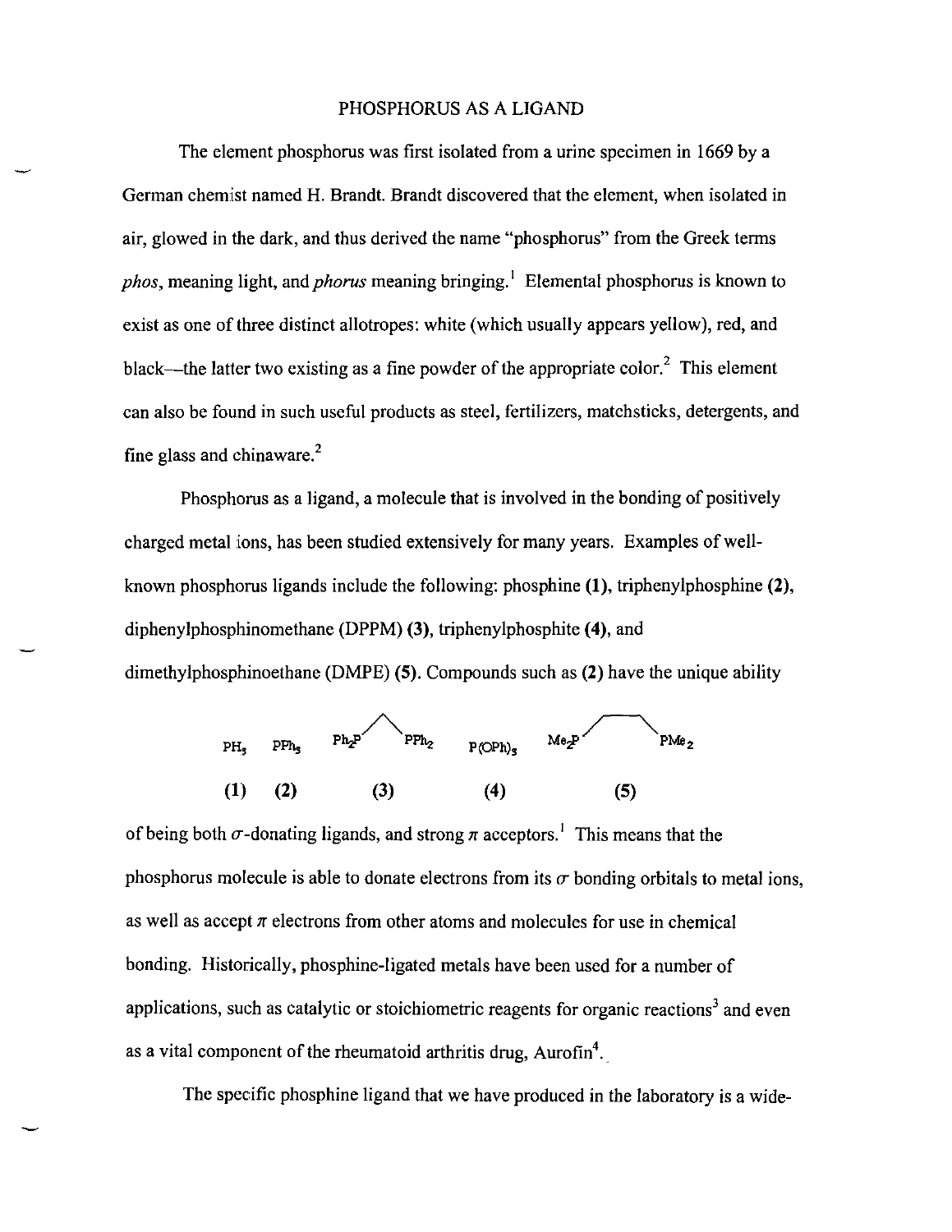# PHOSPHORUS AS A LIGAND

The element phosphorus was first isolated from a urine specimen in 1669 by a German chemist named H. Brandt. Brandt discovered that the element, when isolated in air, glowed in the dark, and thus derived the name "phosphorus" from the Greek terms *phos*, meaning light, and *phorus* meaning bringing.[1] Elemental phosphorus is known to exist as one of three distinct allotropes: white (which usually appears yellow), red, and black—the latter two existing as a fine powder of the appropriate color.[2] This element can also be found in such useful products as steel, fertilizers, matchsticks, detergents, and fine glass and chinaware.[2]

Phosphorus as a ligand, a molecule that is involved in the bonding of positively charged metal ions, has been studied extensively for many years. Examples of well-known phosphorus ligands include the following: phosphine **(1)**, triphenylphosphine **(2)**, diphenylphosphinomethane (DPPM) **(3)**, triphenylphosphite **(4)**, and dimethylphosphinoethane (DMPE) **(5)**. Compounds such as **(2)** have the unique ability

$PH_3$ &nbsp;&nbsp; $PPh_3$ &nbsp;&nbsp; $Ph_2P\diagup\diagdown PPh_2$ &nbsp;&nbsp; $P(OPh)_3$ &nbsp;&nbsp; $Me_2P\diagup\!\!-\!\!\diagdown PMe_2$

**(1)** &nbsp;&nbsp; **(2)** &nbsp;&nbsp; **(3)** &nbsp;&nbsp; **(4)** &nbsp;&nbsp; **(5)**

of being both $\sigma$-donating ligands, and strong $\pi$ acceptors.[1] This means that the phosphorus molecule is able to donate electrons from its $\sigma$ bonding orbitals to metal ions, as well as accept $\pi$ electrons from other atoms and molecules for use in chemical bonding. Historically, phosphine-ligated metals have been used for a number of applications, such as catalytic or stoichiometric reagents for organic reactions[3] and even as a vital component of the rheumatoid arthritis drug, Aurofin[4].

The specific phosphine ligand that we have produced in the laboratory is a wide-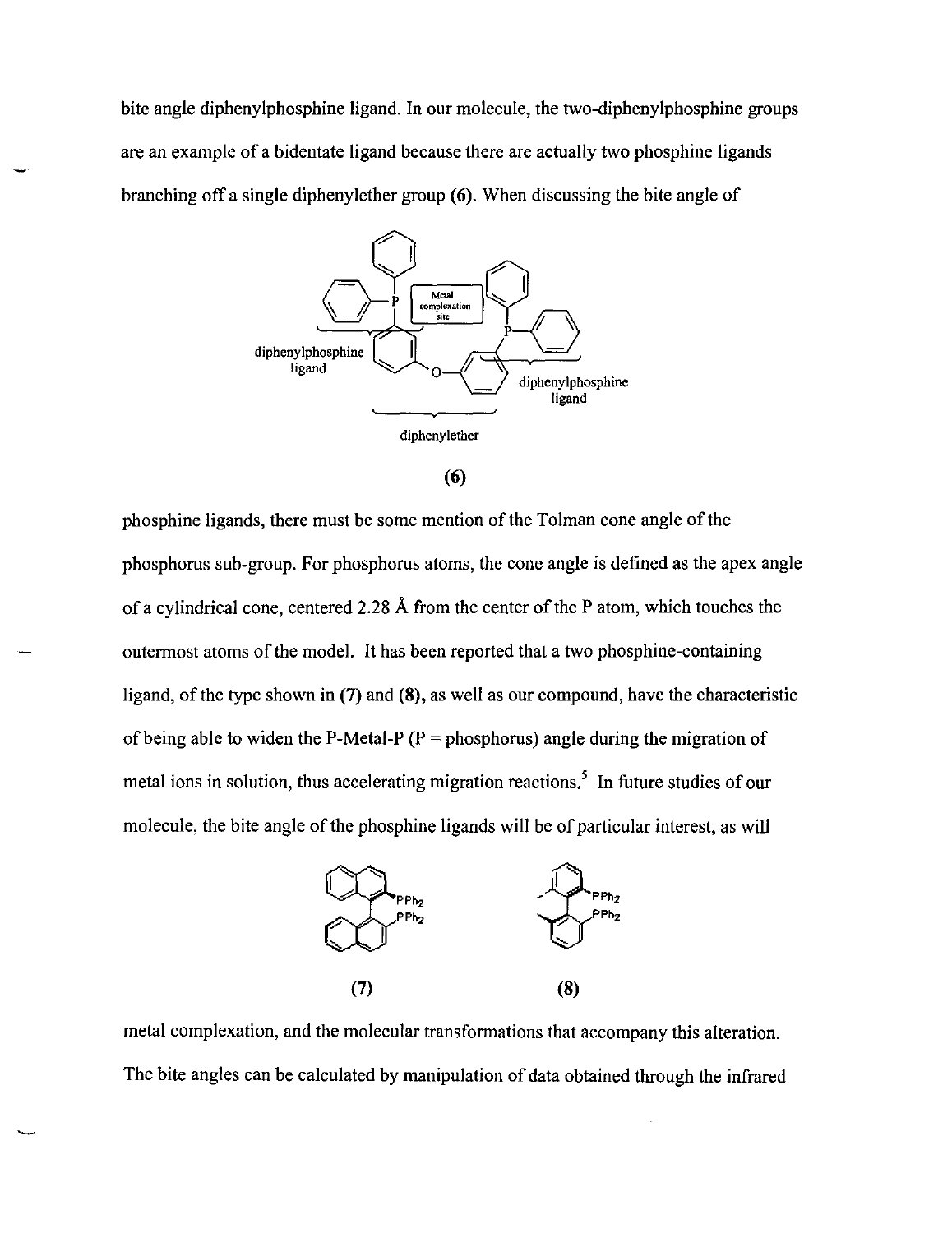bite angle diphenylphosphine ligand. In our molecule, the two-diphenylphosphine groups are an example of a bidentate ligand because there are actually two phosphine ligands branching off a single diphenylether group **(6)**. When discussing the bite angle of

**(6)**

phosphine ligands, there must be some mention of the Tolman cone angle of the phosphorus sub-group. For phosphorus atoms, the cone angle is defined as the apex angle of a cylindrical cone, centered 2.28 Å from the center of the P atom, which touches the outermost atoms of the model. It has been reported that a two phosphine-containing ligand, of the type shown in **(7)** and **(8)**, as well as our compound, have the characteristic of being able to widen the P-Metal-P (P = phosphorus) angle during the migration of metal ions in solution, thus accelerating migration reactions.[5] In future studies of our molecule, the bite angle of the phosphine ligands will be of particular interest, as will

**(7)** **(8)**

metal complexation, and the molecular transformations that accompany this alteration. The bite angles can be calculated by manipulation of data obtained through the infrared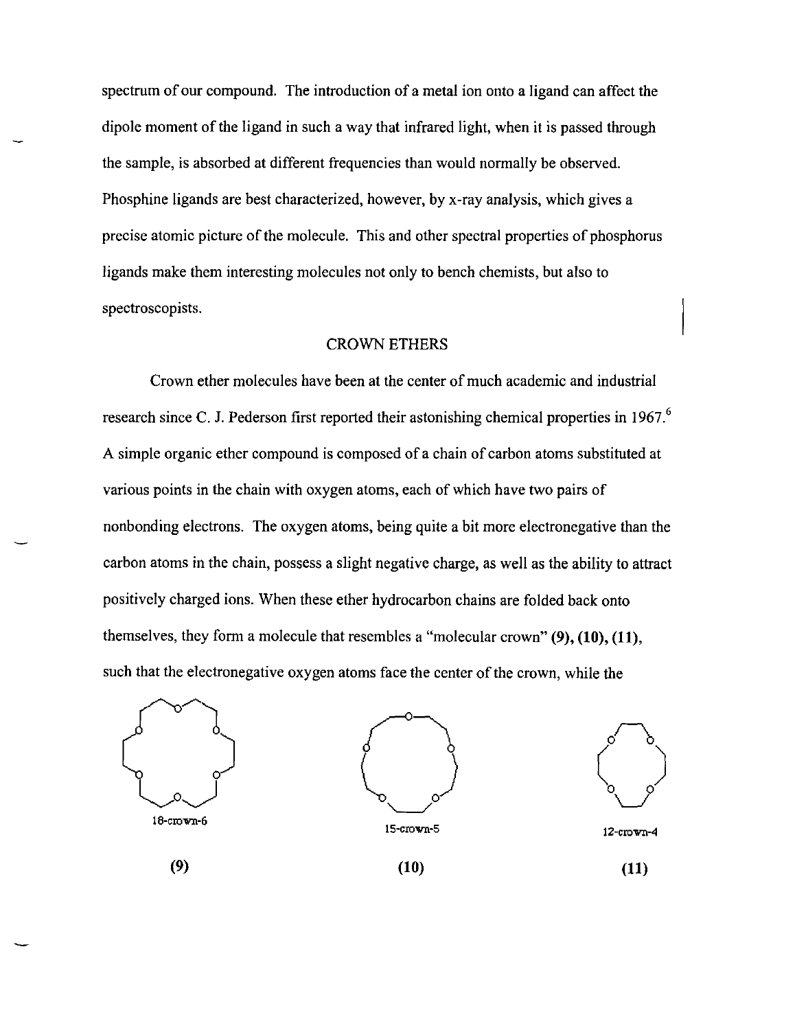spectrum of our compound. The introduction of a metal ion onto a ligand can affect the dipole moment of the ligand in such a way that infrared light, when it is passed through the sample, is absorbed at different frequencies than would normally be observed. Phosphine ligands are best characterized, however, by x-ray analysis, which gives a precise atomic picture of the molecule. This and other spectral properties of phosphorus ligands make them interesting molecules not only to bench chemists, but also to spectroscopists.

## CROWN ETHERS

Crown ether molecules have been at the center of much academic and industrial research since C. J. Pederson first reported their astonishing chemical properties in 1967.[6] A simple organic ether compound is composed of a chain of carbon atoms substituted at various points in the chain with oxygen atoms, each of which have two pairs of nonbonding electrons. The oxygen atoms, being quite a bit more electronegative than the carbon atoms in the chain, possess a slight negative charge, as well as the ability to attract positively charged ions. When these ether hydrocarbon chains are folded back onto themselves, they form a molecule that resembles a "molecular crown" **(9), (10), (11)**, such that the electronegative oxygen atoms face the center of the crown, while the

18-crown-6

**(9)**

15-crown-5

**(10)**

12-crown-4

**(11)**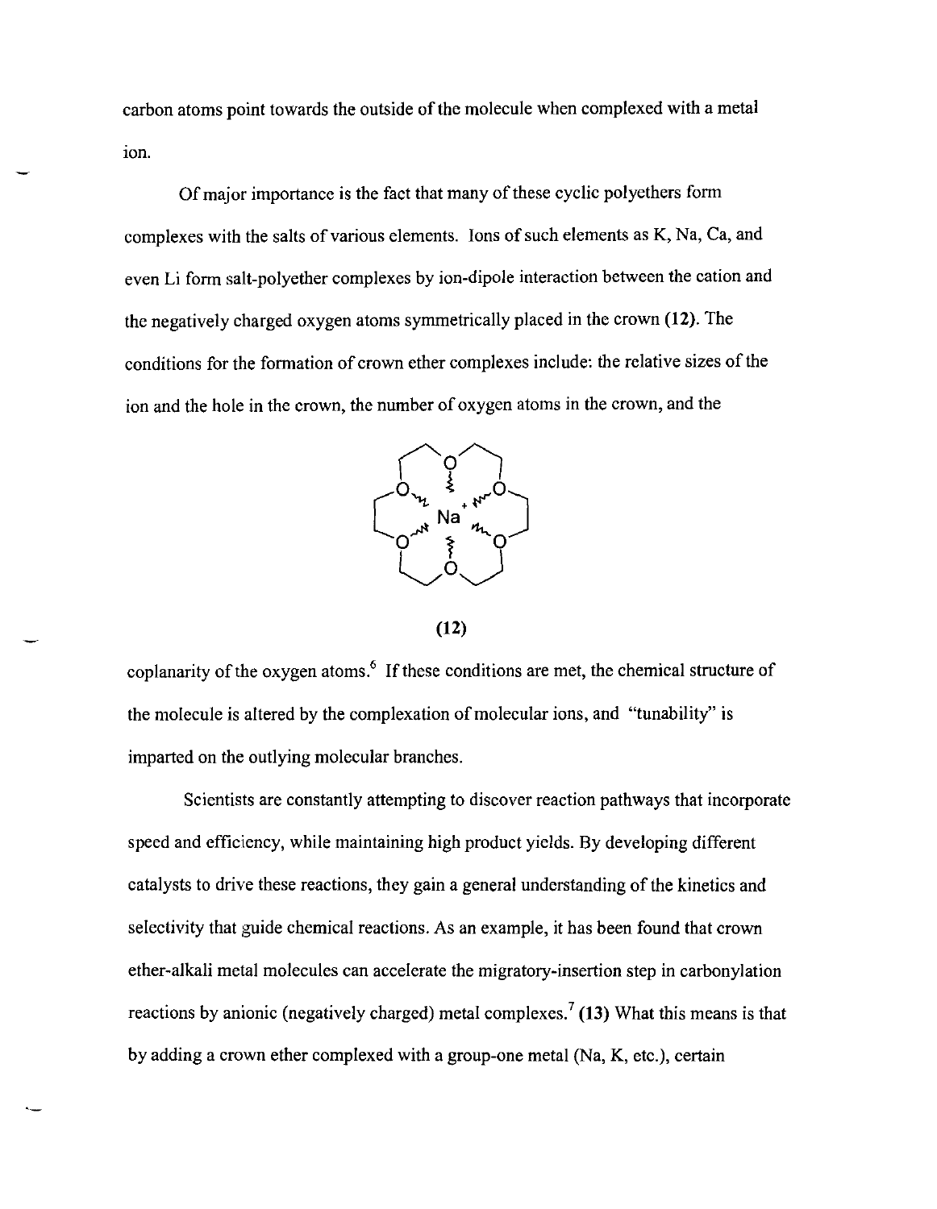carbon atoms point towards the outside of the molecule when complexed with a metal ion.

Of major importance is the fact that many of these cyclic polyethers form complexes with the salts of various elements. Ions of such elements as K, Na, Ca, and even Li form salt-polyether complexes by ion-dipole interaction between the cation and the negatively charged oxygen atoms symmetrically placed in the crown **(12)**. The conditions for the formation of crown ether complexes include: the relative sizes of the ion and the hole in the crown, the number of oxygen atoms in the crown, and the

**(12)**

coplanarity of the oxygen atoms.[6] If these conditions are met, the chemical structure of the molecule is altered by the complexation of molecular ions, and "tunability" is imparted on the outlying molecular branches.

Scientists are constantly attempting to discover reaction pathways that incorporate speed and efficiency, while maintaining high product yields. By developing different catalysts to drive these reactions, they gain a general understanding of the kinetics and selectivity that guide chemical reactions. As an example, it has been found that crown ether-alkali metal molecules can accelerate the migratory-insertion step in carbonylation reactions by anionic (negatively charged) metal complexes.[7] **(13)** What this means is that by adding a crown ether complexed with a group-one metal (Na, K, etc.), certain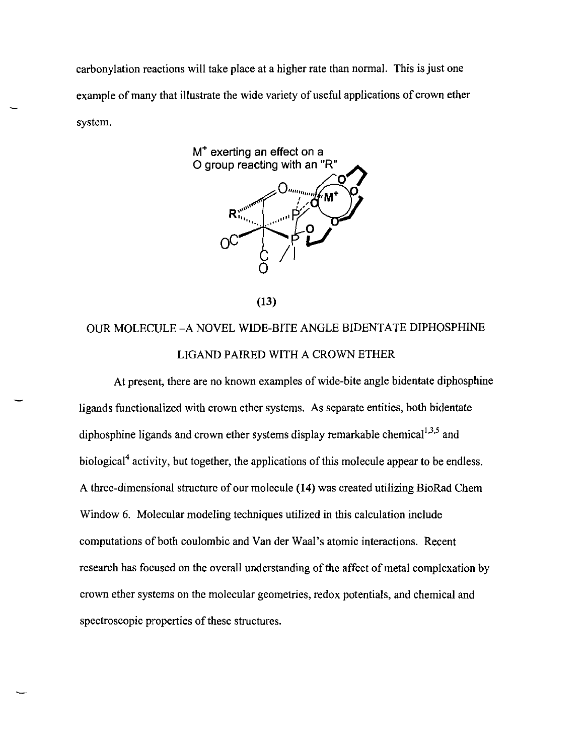carbonylation reactions will take place at a higher rate than normal. This is just one example of many that illustrate the wide variety of useful applications of crown ether system.

(13)

## OUR MOLECULE –A NOVEL WIDE-BITE ANGLE BIDENTATE DIPHOSPHINE LIGAND PAIRED WITH A CROWN ETHER

At present, there are no known examples of wide-bite angle bidentate diphosphine ligands functionalized with crown ether systems. As separate entities, both bidentate diphosphine ligands and crown ether systems display remarkable chemical[1,3,5] and biological[4] activity, but together, the applications of this molecule appear to be endless. A three-dimensional structure of our molecule (14) was created utilizing BioRad Chem Window 6. Molecular modeling techniques utilized in this calculation include computations of both coulombic and Van der Waal's atomic interactions. Recent research has focused on the overall understanding of the affect of metal complexation by crown ether systems on the molecular geometries, redox potentials, and chemical and spectroscopic properties of these structures.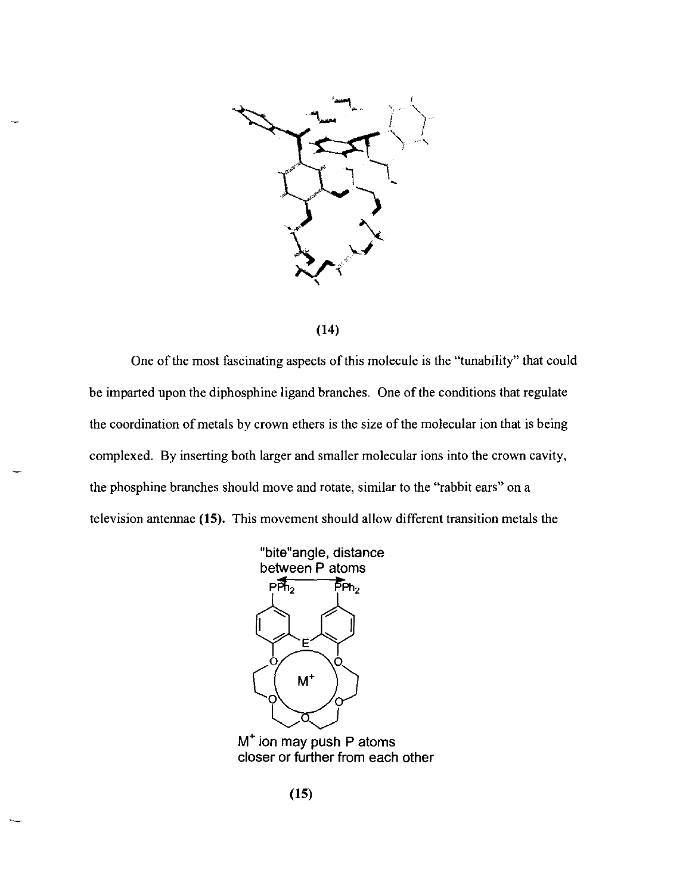(14)

One of the most fascinating aspects of this molecule is the "tunability" that could be imparted upon the diphosphine ligand branches. One of the conditions that regulate the coordination of metals by crown ethers is the size of the molecular ion that is being complexed. By inserting both larger and smaller molecular ions into the crown cavity, the phosphine branches should move and rotate, similar to the "rabbit ears" on a television antennae **(15)**. This movement should allow different transition metals the

"bite"angle, distance between P atoms

$PPh_2$ $PPh_2$

E

$M^+$

$M^+$ ion may push P atoms closer or further from each other

(15)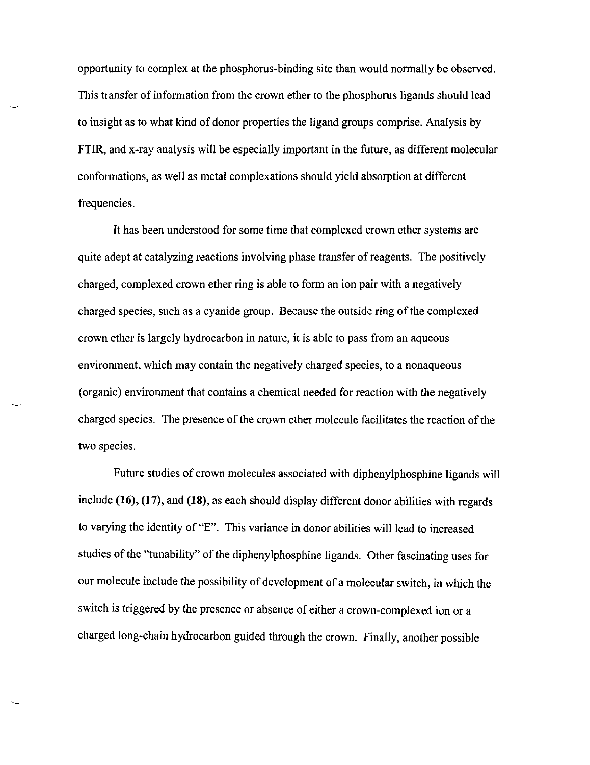opportunity to complex at the phosphorus-binding site than would normally be observed. This transfer of information from the crown ether to the phosphorus ligands should lead to insight as to what kind of donor properties the ligand groups comprise. Analysis by FTIR, and x-ray analysis will be especially important in the future, as different molecular conformations, as well as metal complexations should yield absorption at different frequencies.

It has been understood for some time that complexed crown ether systems are quite adept at catalyzing reactions involving phase transfer of reagents. The positively charged, complexed crown ether ring is able to form an ion pair with a negatively charged species, such as a cyanide group. Because the outside ring of the complexed crown ether is largely hydrocarbon in nature, it is able to pass from an aqueous environment, which may contain the negatively charged species, to a nonaqueous (organic) environment that contains a chemical needed for reaction with the negatively charged species. The presence of the crown ether molecule facilitates the reaction of the two species.

Future studies of crown molecules associated with diphenylphosphine ligands will include **(16)**, **(17)**, and **(18)**, as each should display different donor abilities with regards to varying the identity of "E". This variance in donor abilities will lead to increased studies of the "tunability" of the diphenylphosphine ligands. Other fascinating uses for our molecule include the possibility of development of a molecular switch, in which the switch is triggered by the presence or absence of either a crown-complexed ion or a charged long-chain hydrocarbon guided through the crown. Finally, another possible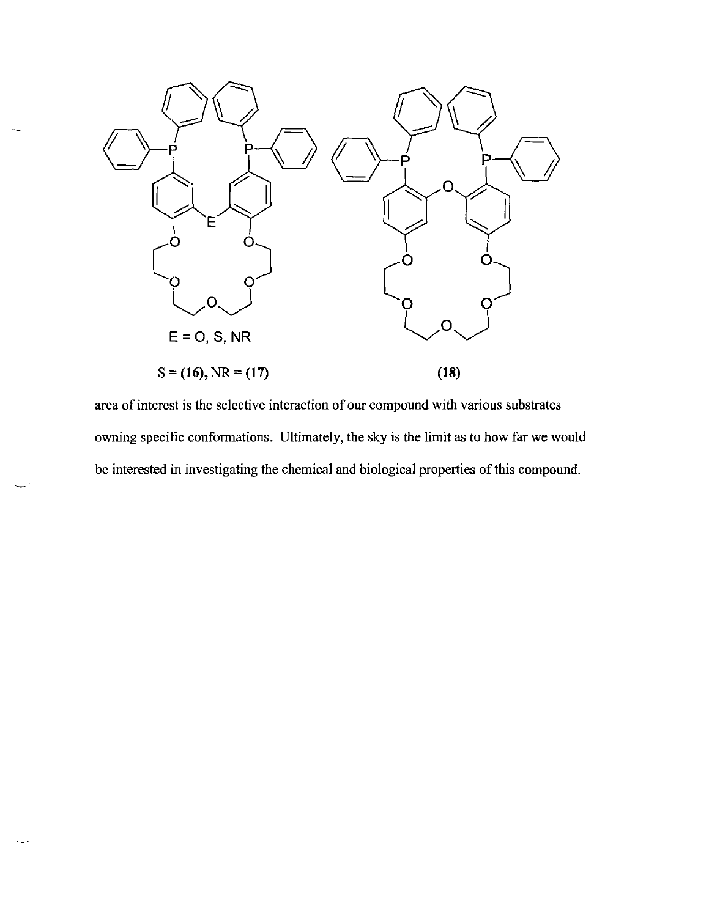E = O, S, NR

S = **(16)**, NR = **(17)**

**(18)**

area of interest is the selective interaction of our compound with various substrates owning specific conformations. Ultimately, the sky is the limit as to how far we would be interested in investigating the chemical and biological properties of this compound.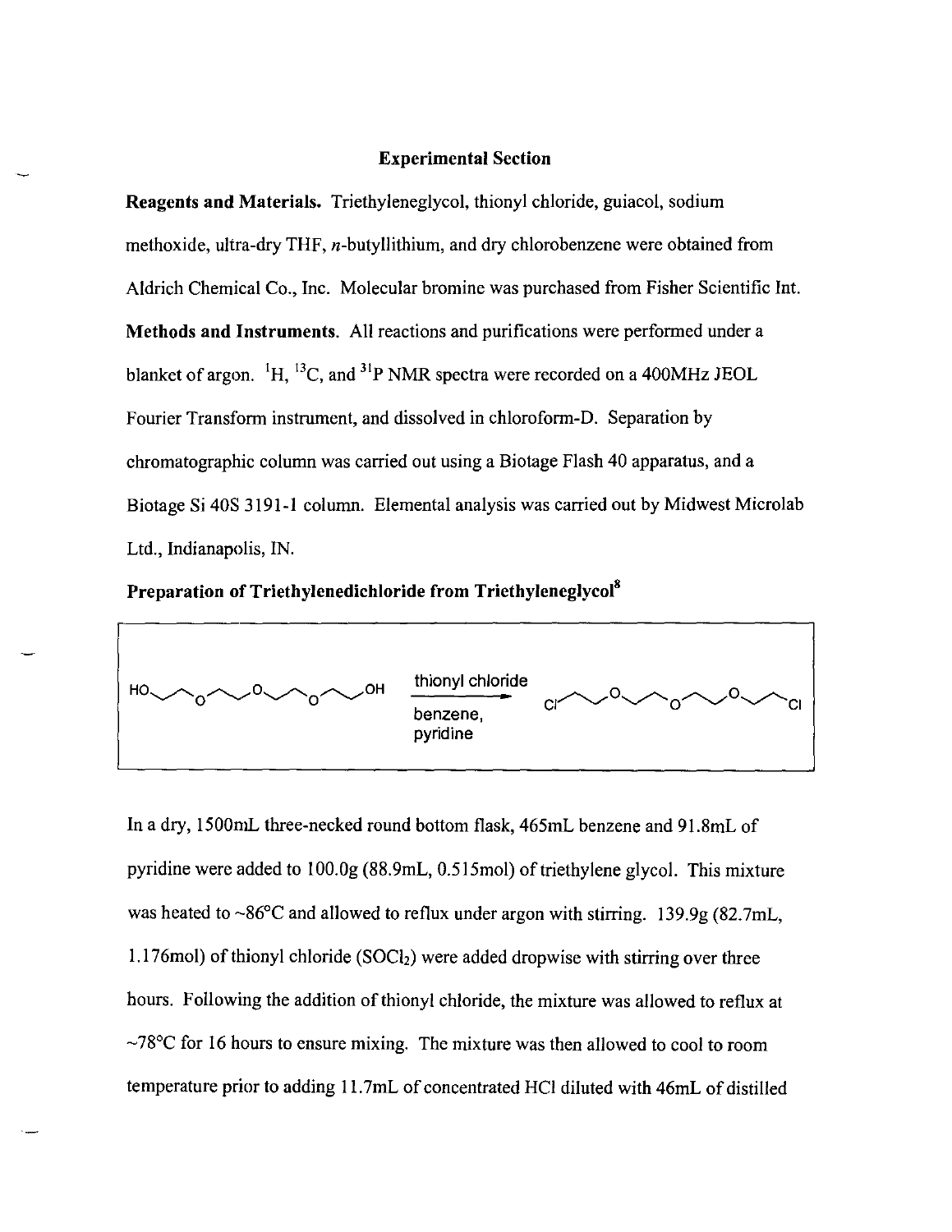## Experimental Section

**Reagents and Materials.** Triethyleneglycol, thionyl chloride, guiacol, sodium methoxide, ultra-dry THF, *n*-butyllithium, and dry chlorobenzene were obtained from Aldrich Chemical Co., Inc. Molecular bromine was purchased from Fisher Scientific Int.

**Methods and Instruments.** All reactions and purifications were performed under a blanket of argon. $^{1}H$, $^{13}C$, and $^{31}P$ NMR spectra were recorded on a 400MHz JEOL Fourier Transform instrument, and dissolved in chloroform-D. Separation by chromatographic column was carried out using a Biotage Flash 40 apparatus, and a Biotage Si 40S 3191-1 column. Elemental analysis was carried out by Midwest Microlab Ltd., Indianapolis, IN.

**Preparation of Triethylenedichloride from Triethyleneglycol**[8]

thionyl chloride

benzene, pyridine

In a dry, 1500mL three-necked round bottom flask, 465mL benzene and 91.8mL of pyridine were added to 100.0g (88.9mL, 0.515mol) of triethylene glycol. This mixture was heated to ~86°C and allowed to reflux under argon with stirring. 139.9g (82.7mL, 1.176mol) of thionyl chloride ($SOCl_2$) were added dropwise with stirring over three hours. Following the addition of thionyl chloride, the mixture was allowed to reflux at ~78°C for 16 hours to ensure mixing. The mixture was then allowed to cool to room temperature prior to adding 11.7mL of concentrated HCl diluted with 46mL of distilled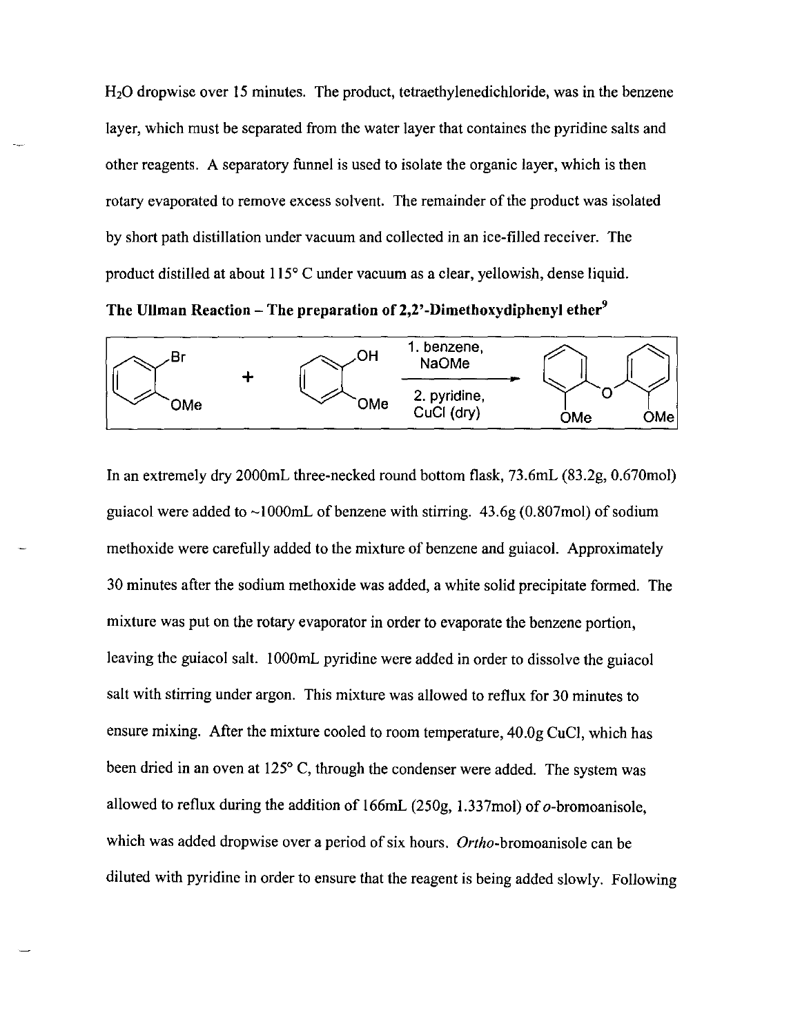$H_2O$ dropwise over 15 minutes. The product, tetraethylenedichloride, was in the benzene layer, which must be separated from the water layer that containes the pyridine salts and other reagents. A separatory funnel is used to isolate the organic layer, which is then rotary evaporated to remove excess solvent. The remainder of the product was isolated by short path distillation under vacuum and collected in an ice-filled receiver. The product distilled at about 115° C under vacuum as a clear, yellowish, dense liquid.

**The Ullman Reaction – The preparation of 2,2'-Dimethoxydiphenyl ether[9]**

Br / OMe + OH / OMe — 1. benzene, NaOMe; 2. pyridine, CuCl (dry) → O / OMe / OMe

In an extremely dry 2000mL three-necked round bottom flask, 73.6mL (83.2g, 0.670mol) guiacol were added to ~1000mL of benzene with stirring. 43.6g (0.807mol) of sodium methoxide were carefully added to the mixture of benzene and guiacol. Approximately 30 minutes after the sodium methoxide was added, a white solid precipitate formed. The mixture was put on the rotary evaporator in order to evaporate the benzene portion, leaving the guiacol salt. 1000mL pyridine were added in order to dissolve the guiacol salt with stirring under argon. This mixture was allowed to reflux for 30 minutes to ensure mixing. After the mixture cooled to room temperature, 40.0g CuCl, which has been dried in an oven at 125° C, through the condenser were added. The system was allowed to reflux during the addition of 166mL (250g, 1.337mol) of *o*-bromoanisole, which was added dropwise over a period of six hours. *Ortho*-bromoanisole can be diluted with pyridine in order to ensure that the reagent is being added slowly. Following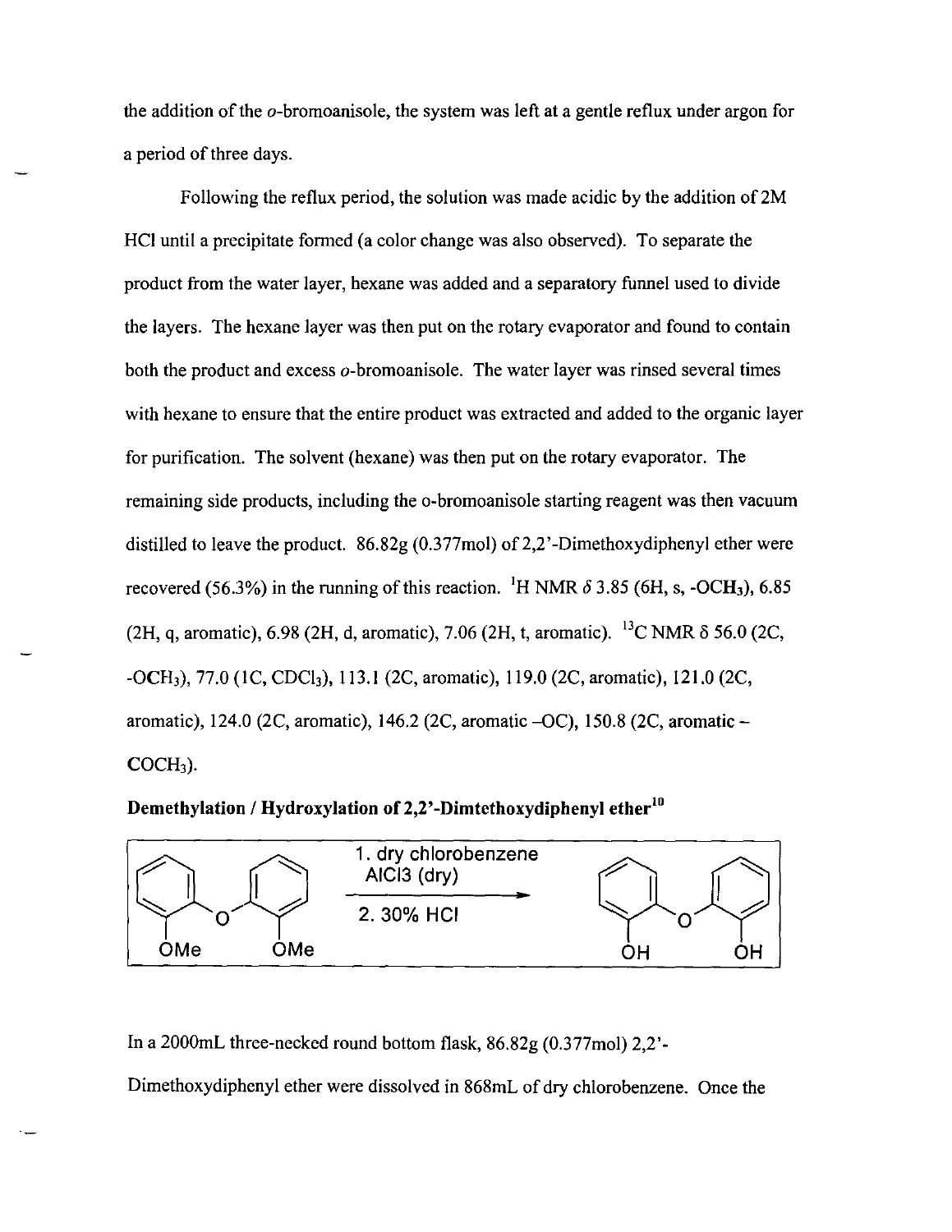the addition of the *o*-bromoanisole, the system was left at a gentle reflux under argon for a period of three days.

Following the reflux period, the solution was made acidic by the addition of 2M HCl until a precipitate formed (a color change was also observed). To separate the product from the water layer, hexane was added and a separatory funnel used to divide the layers. The hexane layer was then put on the rotary evaporator and found to contain both the product and excess *o*-bromoanisole. The water layer was rinsed several times with hexane to ensure that the entire product was extracted and added to the organic layer for purification. The solvent (hexane) was then put on the rotary evaporator. The remaining side products, including the o-bromoanisole starting reagent was then vacuum distilled to leave the product. 86.82g (0.377mol) of 2,2'-Dimethoxydiphenyl ether were recovered (56.3%) in the running of this reaction. $^1$H NMR $\delta$ 3.85 (6H, s, -$OCH_3$), 6.85 (2H, q, aromatic), 6.98 (2H, d, aromatic), 7.06 (2H, t, aromatic). $^{13}$C NMR $\delta$ 56.0 (2C, -$OCH_3$), 77.0 (1C, $CDCl_3$), 113.1 (2C, aromatic), 119.0 (2C, aromatic), 121.0 (2C, aromatic), 124.0 (2C, aromatic), 146.2 (2C, aromatic –OC), 150.8 (2C, aromatic – $COCH_3$).

**Demethylation / Hydroxylation of 2,2'-Dimtethoxydiphenyl ether[10]**

1. dry chlorobenzene AlCl3 (dry)
2. 30% HCl

In a 2000mL three-necked round bottom flask, 86.82g (0.377mol) 2,2'-Dimethoxydiphenyl ether were dissolved in 868mL of dry chlorobenzene. Once the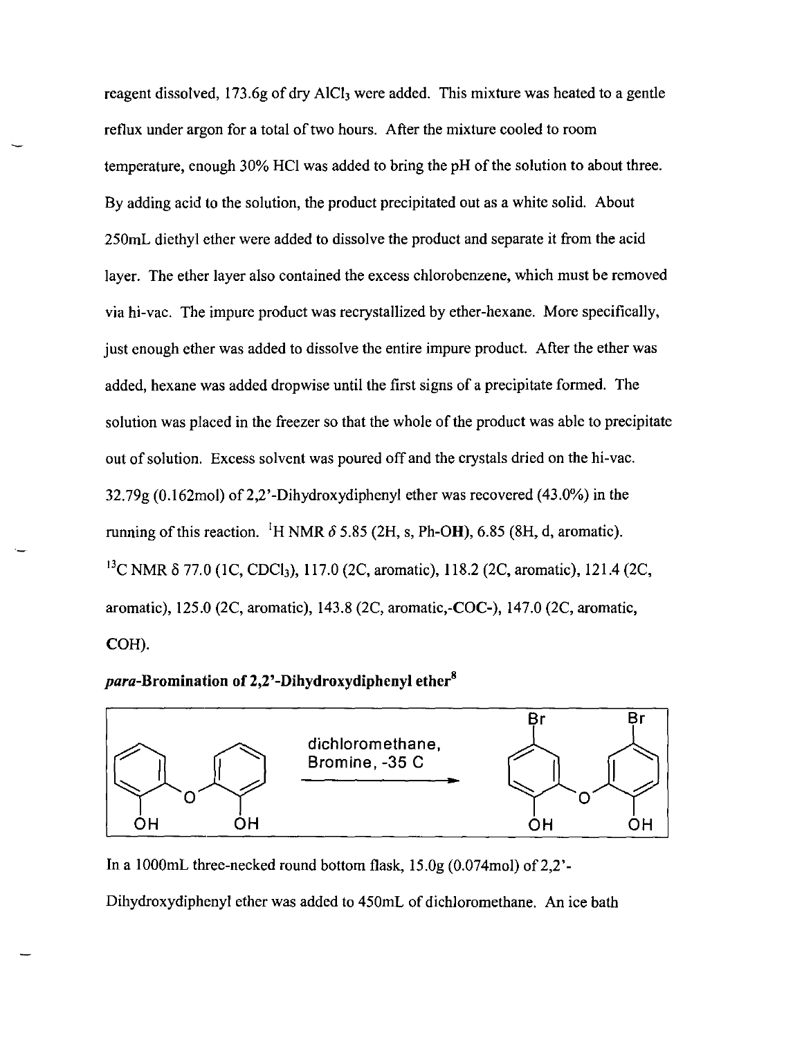reagent dissolved, 173.6g of dry $AlCl_3$ were added. This mixture was heated to a gentle reflux under argon for a total of two hours. After the mixture cooled to room temperature, enough 30% HCl was added to bring the pH of the solution to about three. By adding acid to the solution, the product precipitated out as a white solid. About 250mL diethyl ether were added to dissolve the product and separate it from the acid layer. The ether layer also contained the excess chlorobenzene, which must be removed via hi-vac. The impure product was recrystallized by ether-hexane. More specifically, just enough ether was added to dissolve the entire impure product. After the ether was added, hexane was added dropwise until the first signs of a precipitate formed. The solution was placed in the freezer so that the whole of the product was able to precipitate out of solution. Excess solvent was poured off and the crystals dried on the hi-vac. 32.79g (0.162mol) of 2,2'-Dihydroxydiphenyl ether was recovered (43.0%) in the running of this reaction. $^1$H NMR $\delta$ 5.85 (2H, s, Ph-**OH**), 6.85 (8H, d, aromatic). $^{13}$C NMR $\delta$ 77.0 (1C, $CDCl_3$), 117.0 (2C, aromatic), 118.2 (2C, aromatic), 121.4 (2C, aromatic), 125.0 (2C, aromatic), 143.8 (2C, aromatic,-**COC**-), 147.0 (2C, aromatic, **COH**).

### *para*-Bromination of 2,2'-Dihydroxydiphenyl ether[8]

dichloromethane, Bromine, -35 C

In a 1000mL three-necked round bottom flask, 15.0g (0.074mol) of 2,2'-Dihydroxydiphenyl ether was added to 450mL of dichloromethane. An ice bath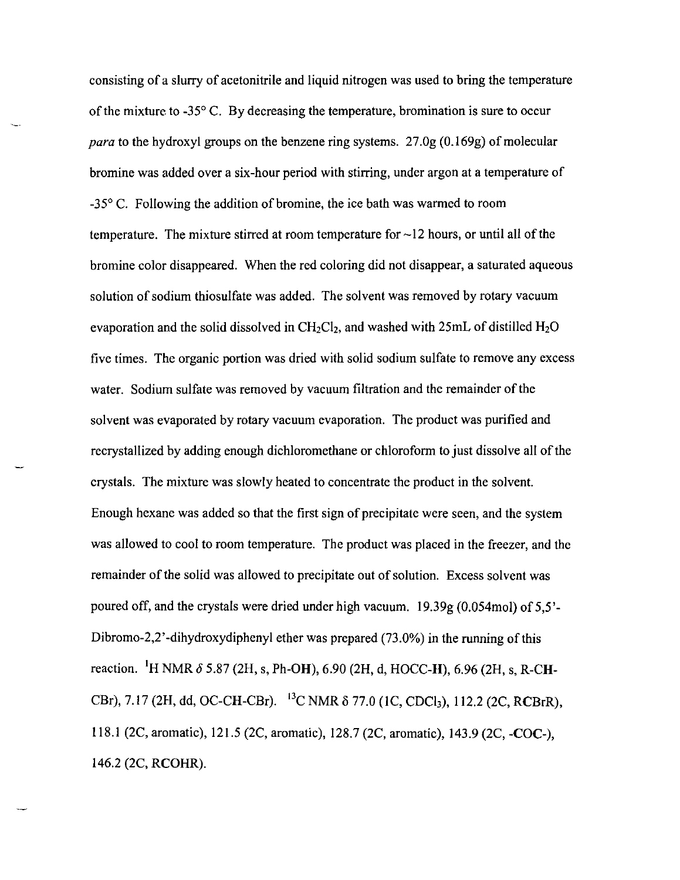consisting of a slurry of acetonitrile and liquid nitrogen was used to bring the temperature of the mixture to -35° C. By decreasing the temperature, bromination is sure to occur *para* to the hydroxyl groups on the benzene ring systems. 27.0g (0.169g) of molecular bromine was added over a six-hour period with stirring, under argon at a temperature of -35° C. Following the addition of bromine, the ice bath was warmed to room temperature. The mixture stirred at room temperature for ~12 hours, or until all of the bromine color disappeared. When the red coloring did not disappear, a saturated aqueous solution of sodium thiosulfate was added. The solvent was removed by rotary vacuum evaporation and the solid dissolved in $CH_2Cl_2$, and washed with 25mL of distilled $H_2O$ five times. The organic portion was dried with solid sodium sulfate to remove any excess water. Sodium sulfate was removed by vacuum filtration and the remainder of the solvent was evaporated by rotary vacuum evaporation. The product was purified and recrystallized by adding enough dichloromethane or chloroform to just dissolve all of the crystals. The mixture was slowly heated to concentrate the product in the solvent. Enough hexane was added so that the first sign of precipitate were seen, and the system was allowed to cool to room temperature. The product was placed in the freezer, and the remainder of the solid was allowed to precipitate out of solution. Excess solvent was poured off, and the crystals were dried under high vacuum. 19.39g (0.054mol) of 5,5'-Dibromo-2,2'-dihydroxydiphenyl ether was prepared (73.0%) in the running of this reaction. $^1H$ NMR $\delta$ 5.87 (2H, s, Ph-**OH**), 6.90 (2H, d, HOCC-**H**), 6.96 (2H, s, R-**CH**-CBr), 7.17 (2H, dd, OC-**CH**-CBr). $^{13}C$ NMR $\delta$ 77.0 (1C, $CDCl_3$), 112.2 (2C, R**C**BrR), 118.1 (2C, aromatic), 121.5 (2C, aromatic), 128.7 (2C, aromatic), 143.9 (2C, -**C**OC-), 146.2 (2C, R**C**OHR).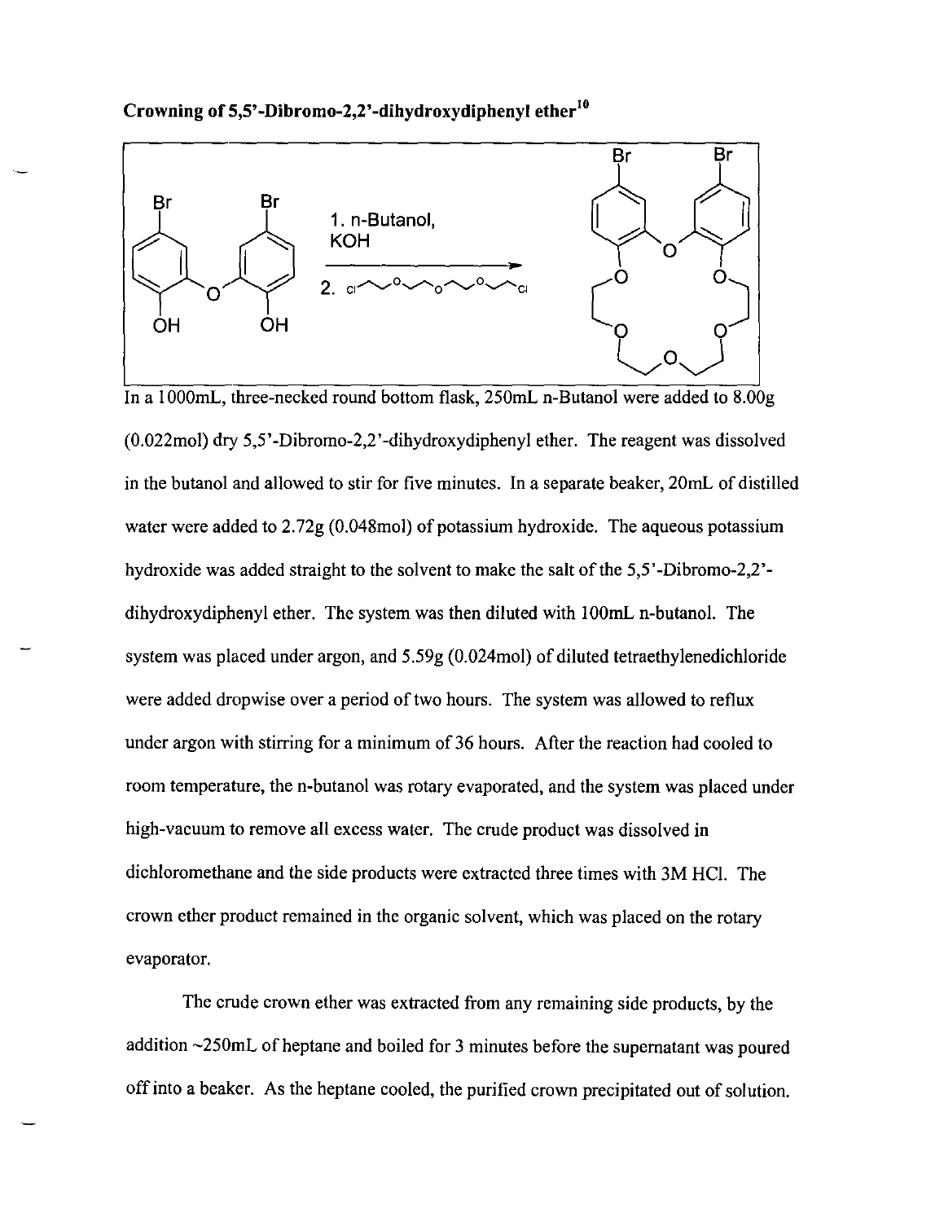**Crowning of 5,5'-Dibromo-2,2'-dihydroxydiphenyl ether[10]**

1. n-Butanol, KOH
2. Cl~O~O~O~Cl

In a 1000mL, three-necked round bottom flask, 250mL n-Butanol were added to 8.00g (0.022mol) dry 5,5'-Dibromo-2,2'-dihydroxydiphenyl ether. The reagent was dissolved in the butanol and allowed to stir for five minutes. In a separate beaker, 20mL of distilled water were added to 2.72g (0.048mol) of potassium hydroxide. The aqueous potassium hydroxide was added straight to the solvent to make the salt of the 5,5'-Dibromo-2,2'-dihydroxydiphenyl ether. The system was then diluted with 100mL n-butanol. The system was placed under argon, and 5.59g (0.024mol) of diluted tetraethylenedichloride were added dropwise over a period of two hours. The system was allowed to reflux under argon with stirring for a minimum of 36 hours. After the reaction had cooled to room temperature, the n-butanol was rotary evaporated, and the system was placed under high-vacuum to remove all excess water. The crude product was dissolved in dichloromethane and the side products were extracted three times with 3M HCl. The crown ether product remained in the organic solvent, which was placed on the rotary evaporator.

The crude crown ether was extracted from any remaining side products, by the addition ~250mL of heptane and boiled for 3 minutes before the supernatant was poured off into a beaker. As the heptane cooled, the purified crown precipitated out of solution.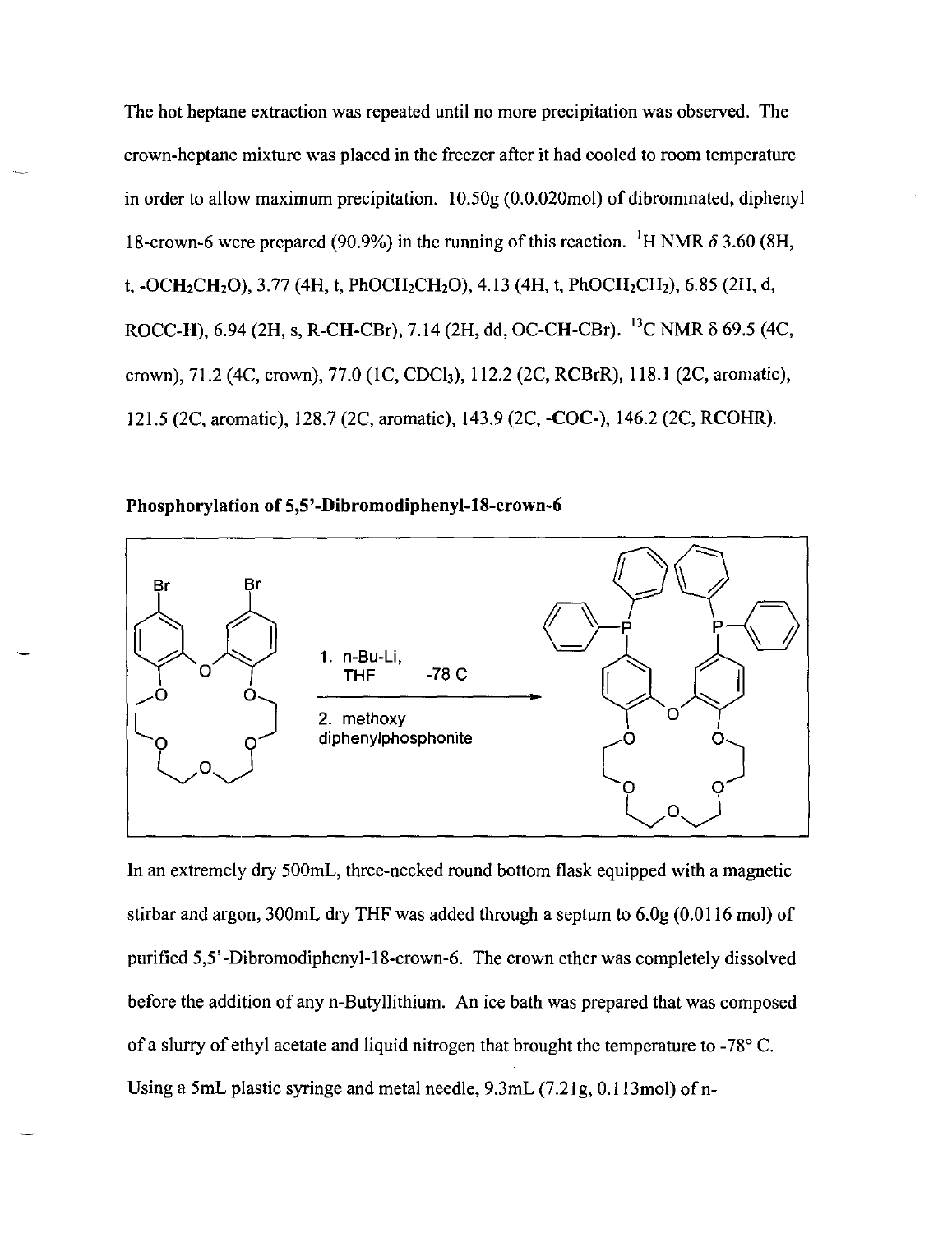The hot heptane extraction was repeated until no more precipitation was observed. The crown-heptane mixture was placed in the freezer after it had cooled to room temperature in order to allow maximum precipitation. 10.50g (0.0.020mol) of dibrominated, diphenyl 18-crown-6 were prepared (90.9%) in the running of this reaction. $^1$H NMR $\delta$ 3.60 (8H, t, -OC**H**$_2$C**H**$_2$O), 3.77 (4H, t, PhOCH$_2$C**H**$_2$O), 4.13 (4H, t, PhOC**H**$_2$CH$_2$), 6.85 (2H, d, ROCC-**H**), 6.94 (2H, s, R-C**H**-CBr), 7.14 (2H, dd, OC-C**H**-CBr). $^{13}$C NMR $\delta$ 69.5 (4C, crown), 71.2 (4C, crown), 77.0 (1C, CDCl$_3$), 112.2 (2C, R**C**BrR), 118.1 (2C, aromatic), 121.5 (2C, aromatic), 128.7 (2C, aromatic), 143.9 (2C, -**C**O**C**-), 146.2 (2C, R**C**OHR).

**Phosphorylation of 5,5'-Dibromodiphenyl-18-crown-6**

1. n-Bu-Li, THF -78 C
2. methoxy diphenylphosphonite

In an extremely dry 500mL, three-necked round bottom flask equipped with a magnetic stirbar and argon, 300mL dry THF was added through a septum to 6.0g (0.0116 mol) of purified 5,5'-Dibromodiphenyl-18-crown-6. The crown ether was completely dissolved before the addition of any n-Butyllithium. An ice bath was prepared that was composed of a slurry of ethyl acetate and liquid nitrogen that brought the temperature to -78° C. Using a 5mL plastic syringe and metal needle, 9.3mL (7.21g, 0.113mol) of n-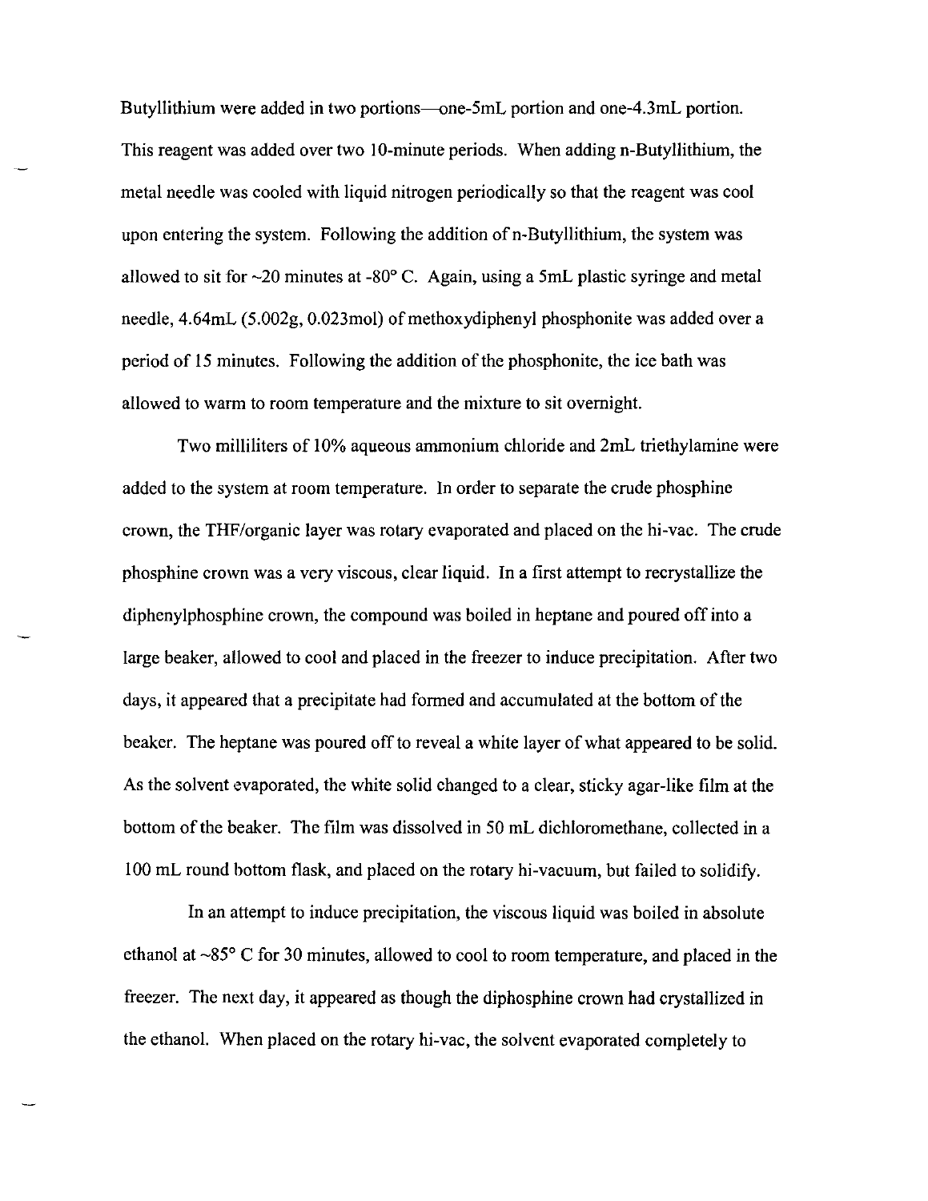Butyllithium were added in two portions—one-5mL portion and one-4.3mL portion. This reagent was added over two 10-minute periods. When adding n-Butyllithium, the metal needle was cooled with liquid nitrogen periodically so that the reagent was cool upon entering the system. Following the addition of n-Butyllithium, the system was allowed to sit for ~20 minutes at -80° C. Again, using a 5mL plastic syringe and metal needle, 4.64mL (5.002g, 0.023mol) of methoxydiphenyl phosphonite was added over a period of 15 minutes. Following the addition of the phosphonite, the ice bath was allowed to warm to room temperature and the mixture to sit overnight.

Two milliliters of 10% aqueous ammonium chloride and 2mL triethylamine were added to the system at room temperature. In order to separate the crude phosphine crown, the THF/organic layer was rotary evaporated and placed on the hi-vac. The crude phosphine crown was a very viscous, clear liquid. In a first attempt to recrystallize the diphenylphosphine crown, the compound was boiled in heptane and poured off into a large beaker, allowed to cool and placed in the freezer to induce precipitation. After two days, it appeared that a precipitate had formed and accumulated at the bottom of the beaker. The heptane was poured off to reveal a white layer of what appeared to be solid. As the solvent evaporated, the white solid changed to a clear, sticky agar-like film at the bottom of the beaker. The film was dissolved in 50 mL dichloromethane, collected in a 100 mL round bottom flask, and placed on the rotary hi-vacuum, but failed to solidify.

In an attempt to induce precipitation, the viscous liquid was boiled in absolute ethanol at ~85° C for 30 minutes, allowed to cool to room temperature, and placed in the freezer. The next day, it appeared as though the diphosphine crown had crystallized in the ethanol. When placed on the rotary hi-vac, the solvent evaporated completely to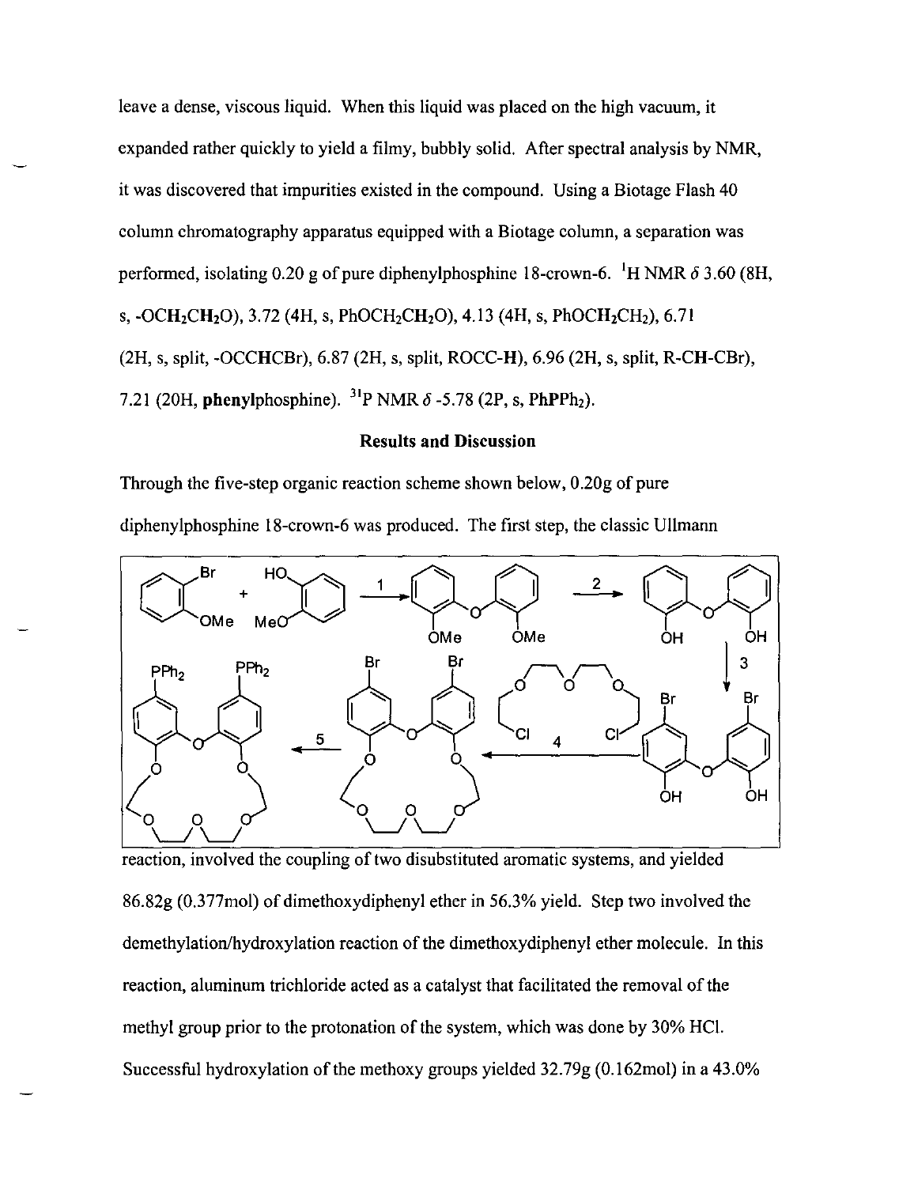leave a dense, viscous liquid. When this liquid was placed on the high vacuum, it expanded rather quickly to yield a filmy, bubbly solid. After spectral analysis by NMR, it was discovered that impurities existed in the compound. Using a Biotage Flash 40 column chromatography apparatus equipped with a Biotage column, a separation was performed, isolating 0.20 g of pure diphenylphosphine 18-crown-6. $^1$H NMR $\delta$ 3.60 (8H, s, -OC$H_2$C$H_2$O), 3.72 (4H, s, PhOCH$_2$C$H_2$O), 4.13 (4H, s, PhOC$H_2$CH$_2$), 6.71 (2H, s, split, -OCCHCBr), 6.87 (2H, s, split, ROCC-**H**), 6.96 (2H, s, split, R-**CH**-CBr), 7.21 (20H, **phenylphosphine**). $^{31}$P NMR $\delta$ -5.78 (2P, s, Ph**P**Ph$_2$).

## Results and Discussion

Through the five-step organic reaction scheme shown below, 0.20g of pure diphenylphosphine 18-crown-6 was produced. The first step, the classic Ullmann reaction, involved the coupling of two disubstituted aromatic systems, and yielded 86.82g (0.377mol) of dimethoxydiphenyl ether in 56.3% yield. Step two involved the demethylation/hydroxylation reaction of the dimethoxydiphenyl ether molecule. In this reaction, aluminum trichloride acted as a catalyst that facilitated the removal of the methyl group prior to the protonation of the system, which was done by 30% HCl. Successful hydroxylation of the methoxy groups yielded 32.79g (0.162mol) in a 43.0%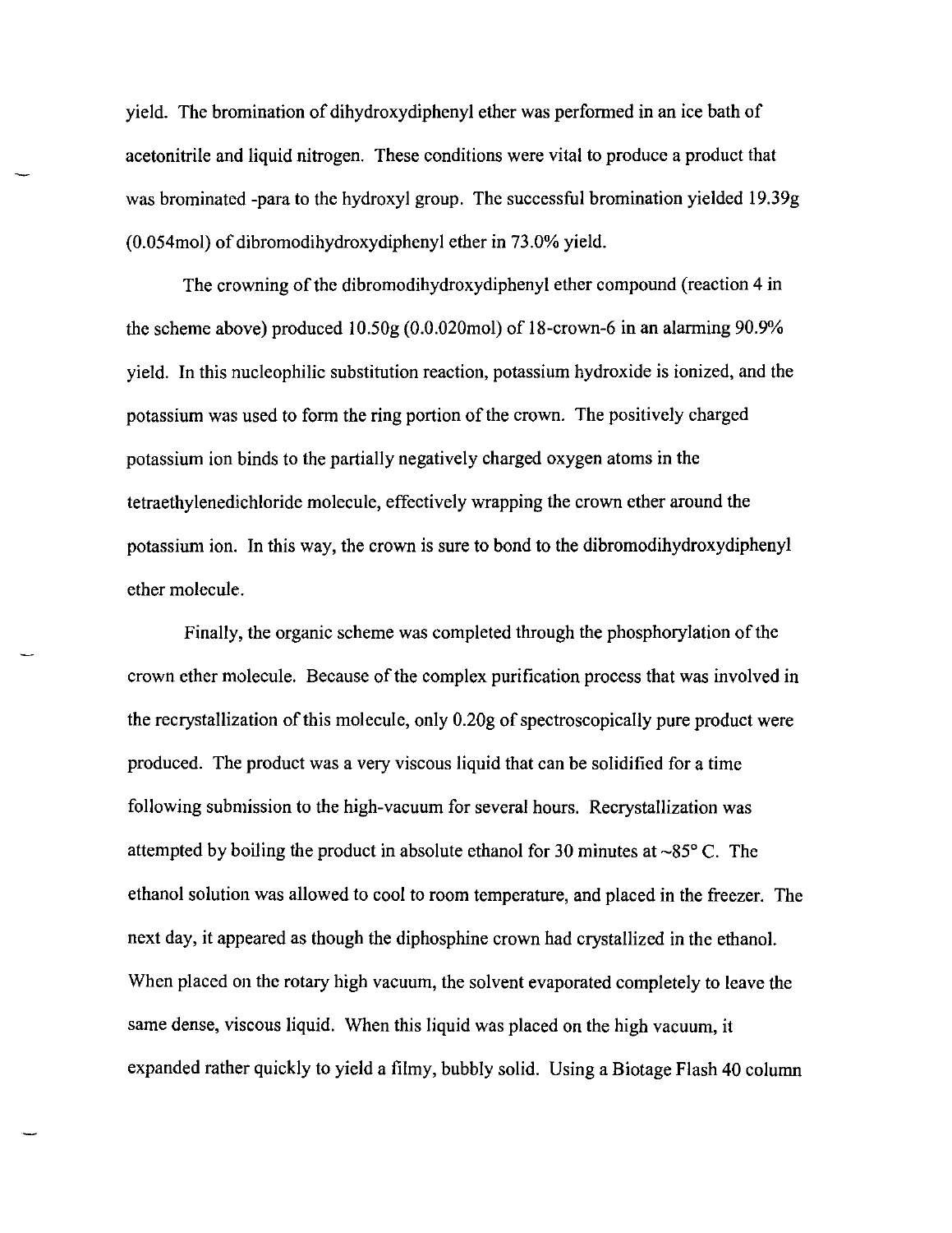yield. The bromination of dihydroxydiphenyl ether was performed in an ice bath of acetonitrile and liquid nitrogen. These conditions were vital to produce a product that was brominated -para to the hydroxyl group. The successful bromination yielded 19.39g (0.054mol) of dibromodihydroxydiphenyl ether in 73.0% yield.

The crowning of the dibromodihydroxydiphenyl ether compound (reaction 4 in the scheme above) produced 10.50g (0.0.020mol) of 18-crown-6 in an alarming 90.9% yield. In this nucleophilic substitution reaction, potassium hydroxide is ionized, and the potassium was used to form the ring portion of the crown. The positively charged potassium ion binds to the partially negatively charged oxygen atoms in the tetraethylenedichloride molecule, effectively wrapping the crown ether around the potassium ion. In this way, the crown is sure to bond to the dibromodihydroxydiphenyl ether molecule.

Finally, the organic scheme was completed through the phosphorylation of the crown ether molecule. Because of the complex purification process that was involved in the recrystallization of this molecule, only 0.20g of spectroscopically pure product were produced. The product was a very viscous liquid that can be solidified for a time following submission to the high-vacuum for several hours. Recrystallization was attempted by boiling the product in absolute ethanol for 30 minutes at ~85° C. The ethanol solution was allowed to cool to room temperature, and placed in the freezer. The next day, it appeared as though the diphosphine crown had crystallized in the ethanol. When placed on the rotary high vacuum, the solvent evaporated completely to leave the same dense, viscous liquid. When this liquid was placed on the high vacuum, it expanded rather quickly to yield a filmy, bubbly solid. Using a Biotage Flash 40 column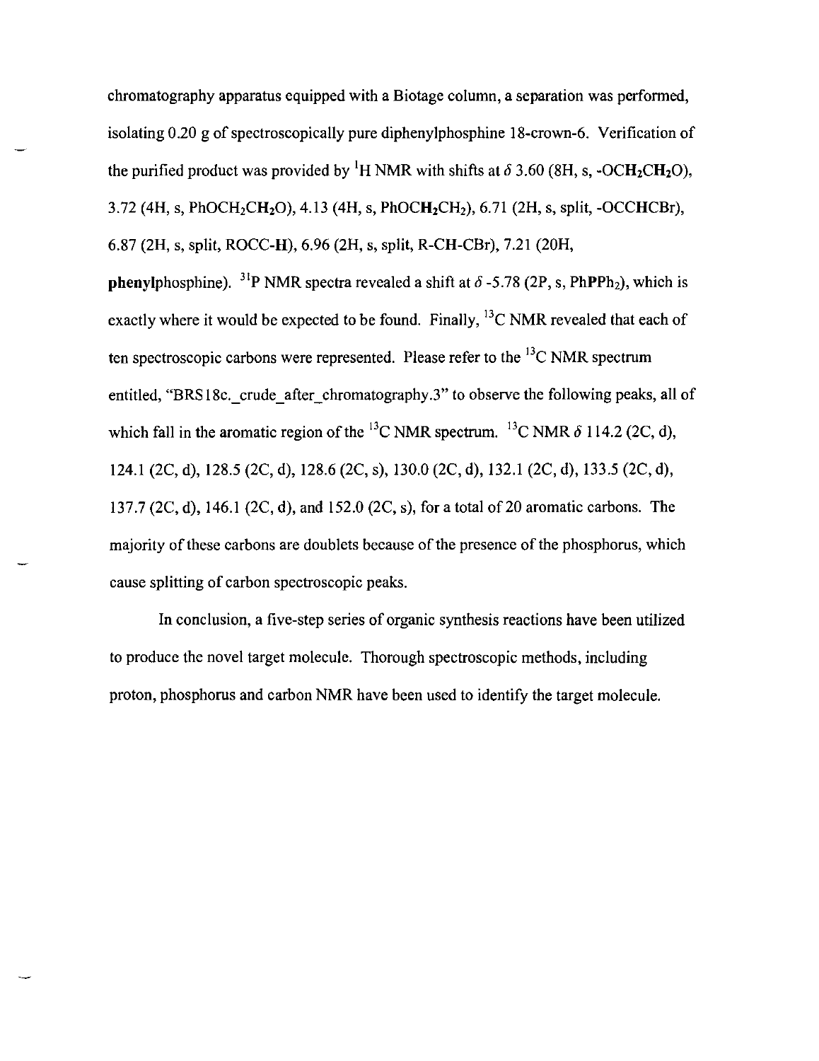chromatography apparatus equipped with a Biotage column, a separation was performed, isolating 0.20 g of spectroscopically pure diphenylphosphine 18-crown-6. Verification of the purified product was provided by $^{1}H$ NMR with shifts at $\delta$ 3.60 (8H, s, -OC**H**$_2$C**H**$_2$O), 3.72 (4H, s, PhOCH$_2$C**H**$_2$O), 4.13 (4H, s, PhOC**H**$_2$CH$_2$), 6.71 (2H, s, split, -OCC**H**CBr), 6.87 (2H, s, split, ROCC-**H**), 6.96 (2H, s, split, R-C**H**-CBr), 7.21 (20H, **phenyl**phosphine). $^{31}P$ NMR spectra revealed a shift at $\delta$ -5.78 (2P, s, Ph**P**Ph$_2$), which is exactly where it would be expected to be found. Finally, $^{13}C$ NMR revealed that each of ten spectroscopic carbons were represented. Please refer to the $^{13}C$ NMR spectrum entitled, "BRS18c._crude_after_chromatography.3" to observe the following peaks, all of which fall in the aromatic region of the $^{13}C$ NMR spectrum. $^{13}C$ NMR $\delta$ 114.2 (2C, d), 124.1 (2C, d), 128.5 (2C, d), 128.6 (2C, s), 130.0 (2C, d), 132.1 (2C, d), 133.5 (2C, d), 137.7 (2C, d), 146.1 (2C, d), and 152.0 (2C, s), for a total of 20 aromatic carbons. The majority of these carbons are doublets because of the presence of the phosphorus, which cause splitting of carbon spectroscopic peaks.

In conclusion, a five-step series of organic synthesis reactions have been utilized to produce the novel target molecule. Thorough spectroscopic methods, including proton, phosphorus and carbon NMR have been used to identify the target molecule.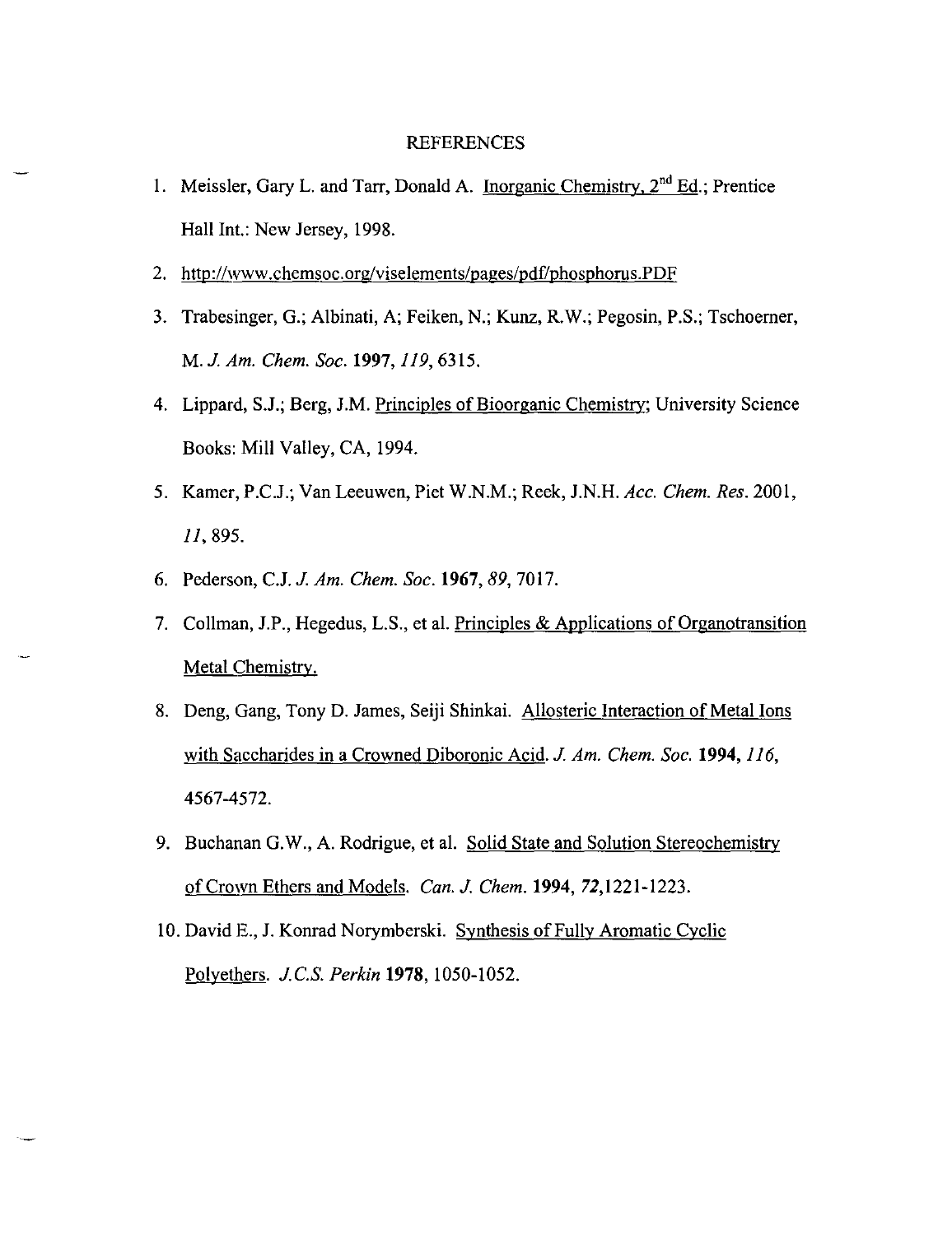# REFERENCES

1. Meissler, Gary L. and Tarr, Donald A. Inorganic Chemistry, 2[nd] Ed.; Prentice Hall Int.: New Jersey, 1998.
2. http://www.chemsoc.org/viselements/pages/pdf/phosphorus.PDF
3. Trabesinger, G.; Albinati, A; Feiken, N.; Kunz, R.W.; Pegosin, P.S.; Tschoerner, M. *J. Am. Chem. Soc.* **1997**, *119*, 6315.
4. Lippard, S.J.; Berg, J.M. Principles of Bioorganic Chemistry; University Science Books: Mill Valley, CA, 1994.
5. Kamer, P.C.J.; Van Leeuwen, Piet W.N.M.; Reek, J.N.H. *Acc. Chem. Res.* 2001, *11*, 895.
6. Pederson, C.J. *J. Am. Chem. Soc.* **1967**, *89*, 7017.
7. Collman, J.P., Hegedus, L.S., et al. Principles & Applications of Organotransition Metal Chemistry.
8. Deng, Gang, Tony D. James, Seiji Shinkai. Allosteric Interaction of Metal Ions with Saccharides in a Crowned Diboronic Acid. *J. Am. Chem. Soc.* **1994,** *116*, 4567-4572.
9. Buchanan G.W., A. Rodrigue, et al. Solid State and Solution Stereochemistry of Crown Ethers and Models. *Can. J. Chem.* **1994,** *72*,1221-1223.
10. David E., J. Konrad Norymberski. Synthesis of Fully Aromatic Cyclic Polyethers. *J.C.S. Perkin* **1978**, 1050-1052.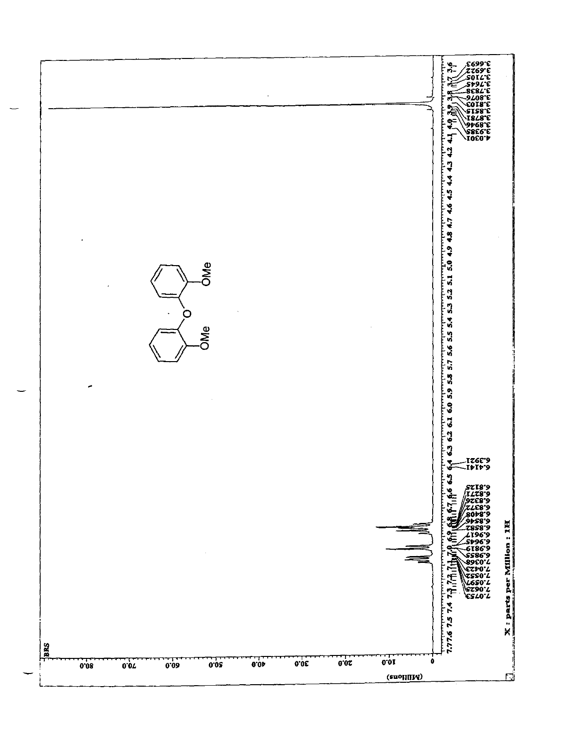BRS

OMe

O

OMe

X : parts per Million : 1H

(Millions)

7.0753
7.0625
7.0597
7.0552
7.0423
7.0368
6.9855
6.9819
6.9645
6.9617
6.8582
6.8546
6.8408
6.8372
6.8326
6.8271
6.8125

6.4141
6.3921

4.0301
3.9385
3.8946
3.8781
3.8515
3.8103
3.8076
3.7838
3.7645
3.7105
3.6922
3.6693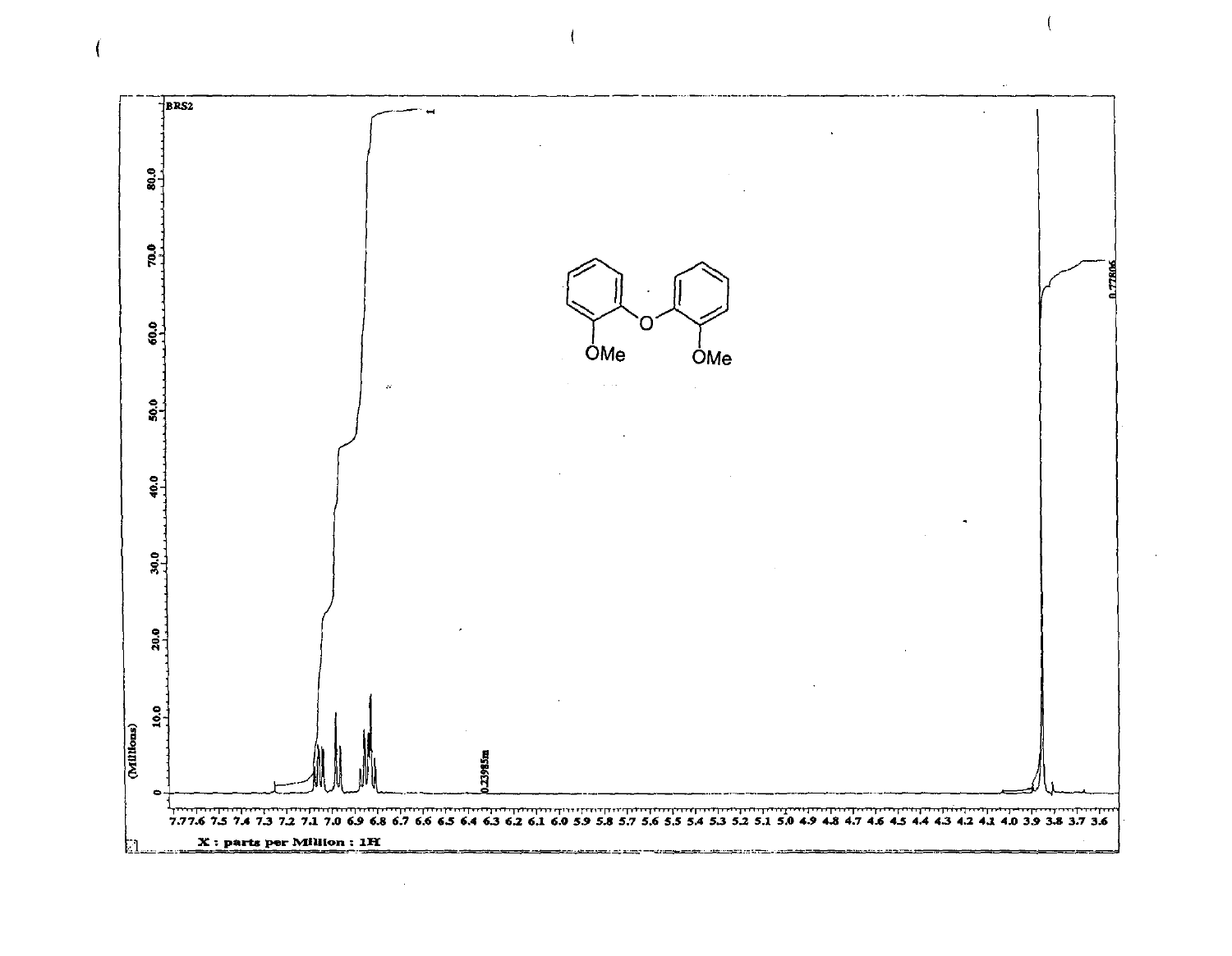BRS2

(Millions)

X : parts per Million : 1H

OMe OMe

O

1

0.77806

0.23985m

7.7 7.6 7.5 7.4 7.3 7.2 7.1 7.0 6.9 6.8 6.7 6.6 6.5 6.4 6.3 6.2 6.1 6.0 5.9 5.8 5.7 5.6 5.5 5.4 5.3 5.2 5.1 5.0 4.9 4.8 4.7 4.6 4.5 4.4 4.3 4.2 4.1 4.0 3.9 3.8 3.7 3.6

0 10.0 20.0 30.0 40.0 50.0 60.0 70.0 80.0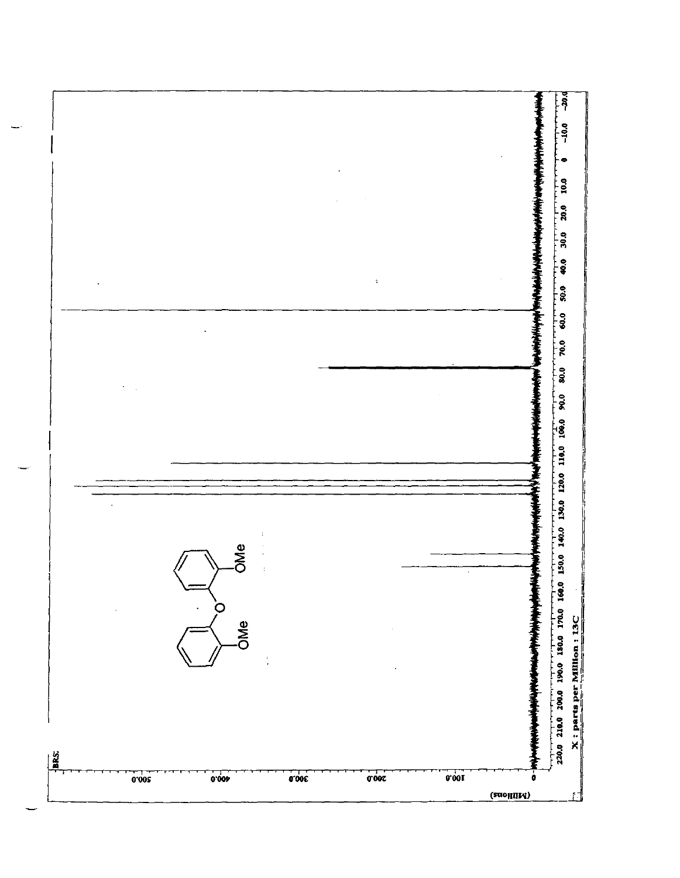BRS.

X : parts per Million : 13C

220.0 210.0 200.0 190.0 180.0 170.0 160.0 150.0 140.0 130.0 120.0 110.0 100.0 90.0 80.0 70.0 60.0 50.0 40.0 30.0 20.0 10.0 0 -10.0 -20.0

(Millions)

0 100.0 200.0 300.0 400.0 500.0

OMe O OMe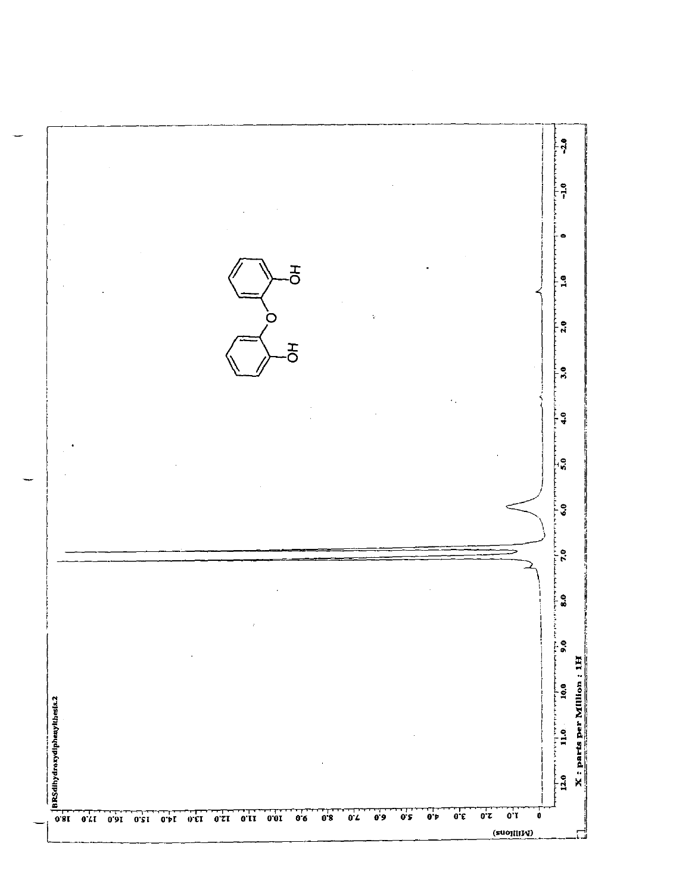BRSdihydroxydiphenylthesis.2

X : parts per Million : 1H

(Millions)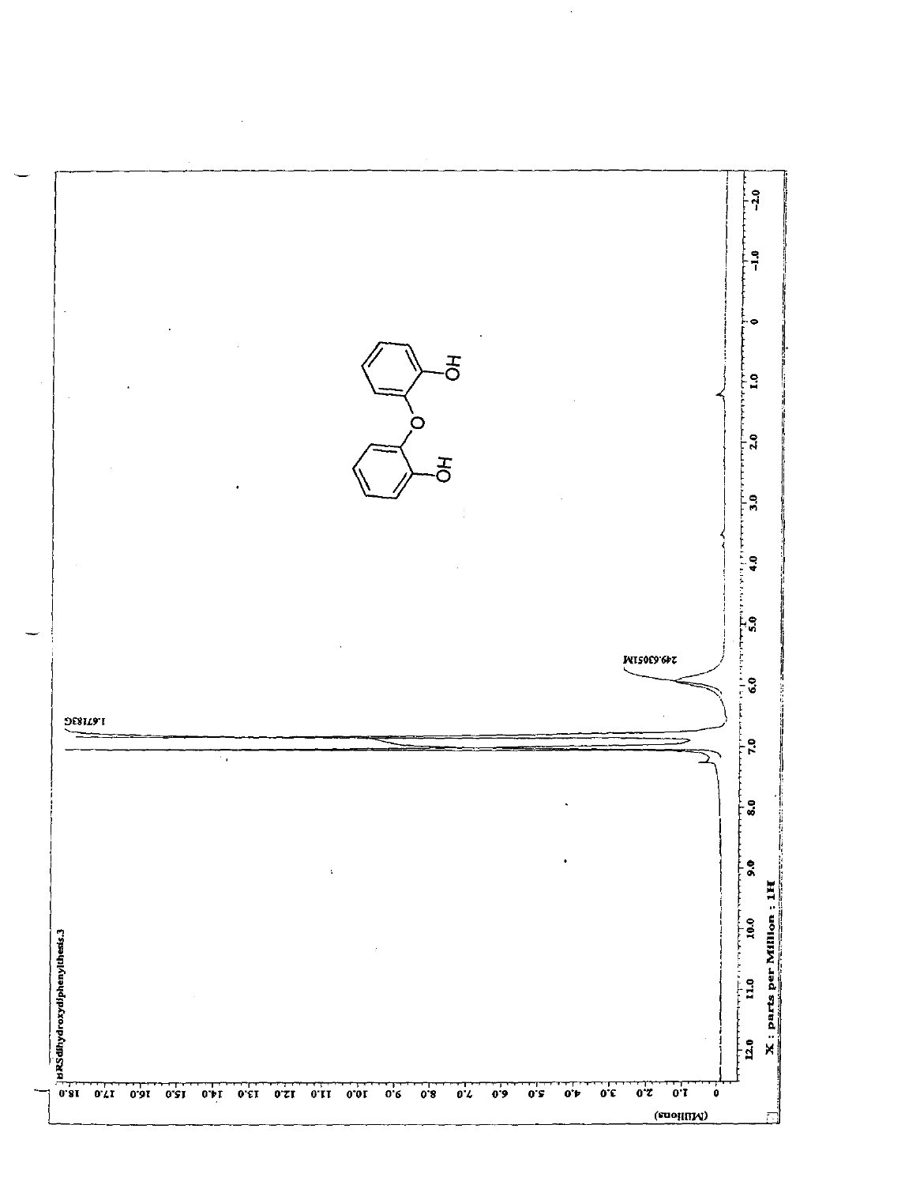HRSdihydroxydiphenylthesis.3

1.67183G

249.63051M

X : parts per Million : 1H

(Millions)

0 1.0 2.0 3.0 4.0 5.0 6.0 7.0 8.0 9.0 10.0 11.0 12.0 13.0 14.0 15.0 16.0 17.0 18.0

12.0 11.0 10.0 9.0 8.0 7.0 6.0 5.0 4.0 3.0 2.0 1.0 0 -1.0 -2.0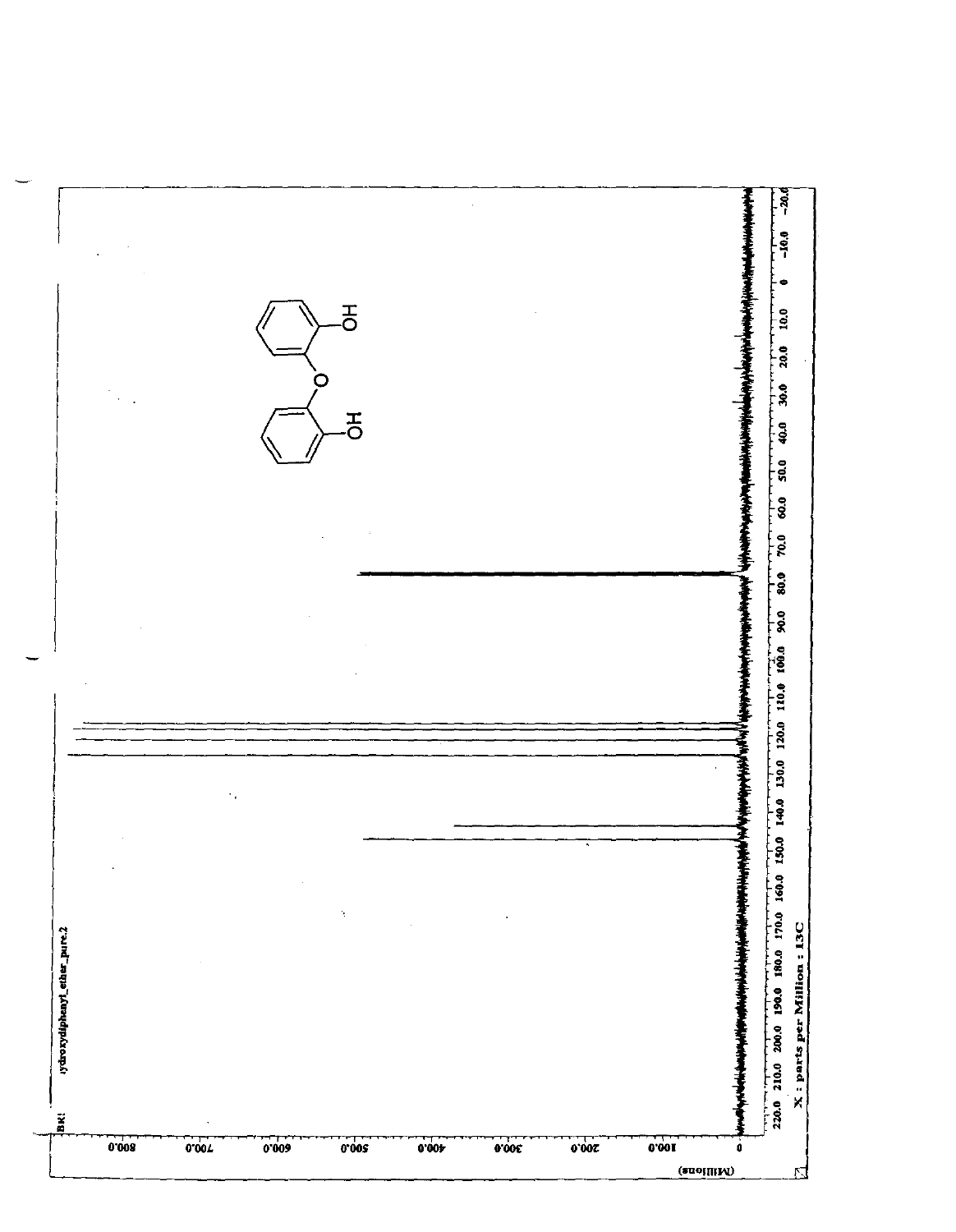ydroxydiphenyl_ether_pure.2

X : parts per Million : 13C

(Millions)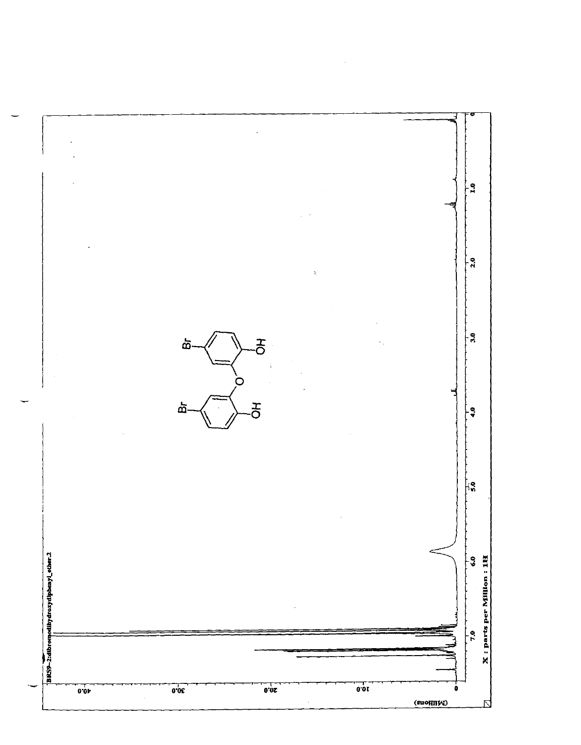BRS9-2:dibromodihydroxydiphenyl_ether.2

X : parts per Million : 1H

(Millions)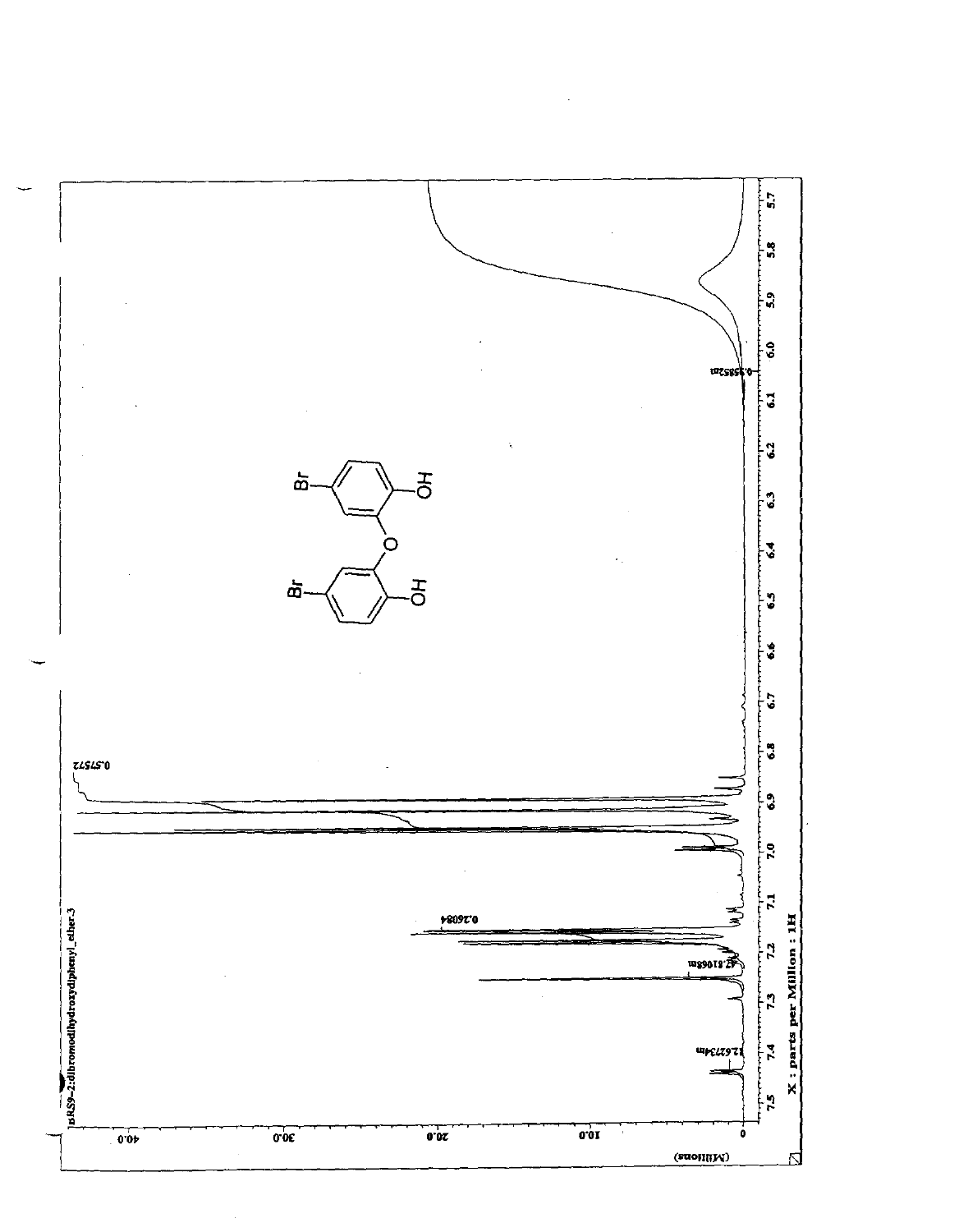nRS9-2:dibromodihydroxydiphenyl_ether.3

X : parts per Million : 1H

(Millions)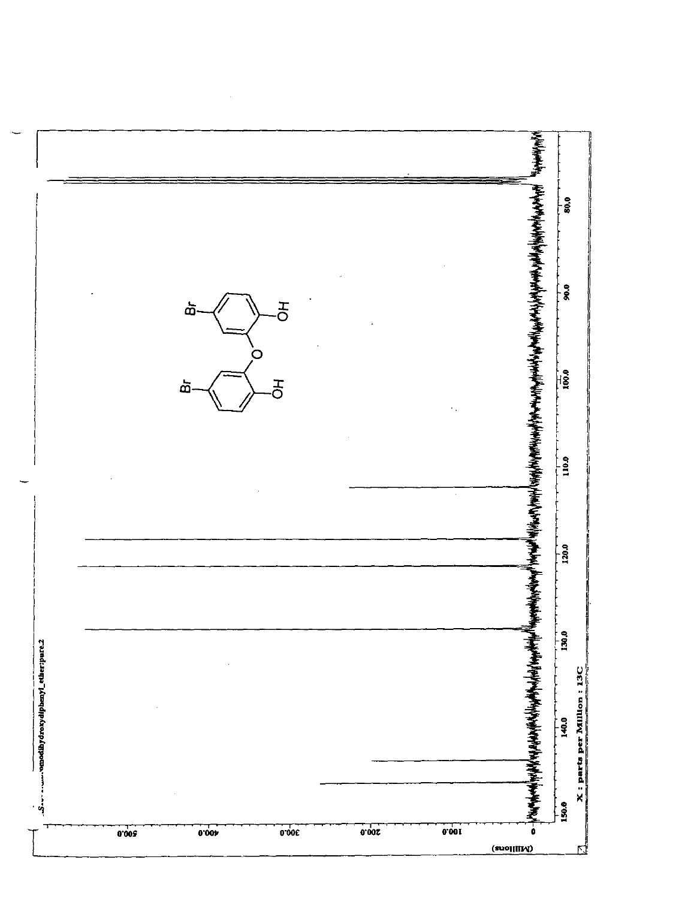...omodihydroxydiphenyl_ether;pure.2

X : parts per Million : 13C

(Millions)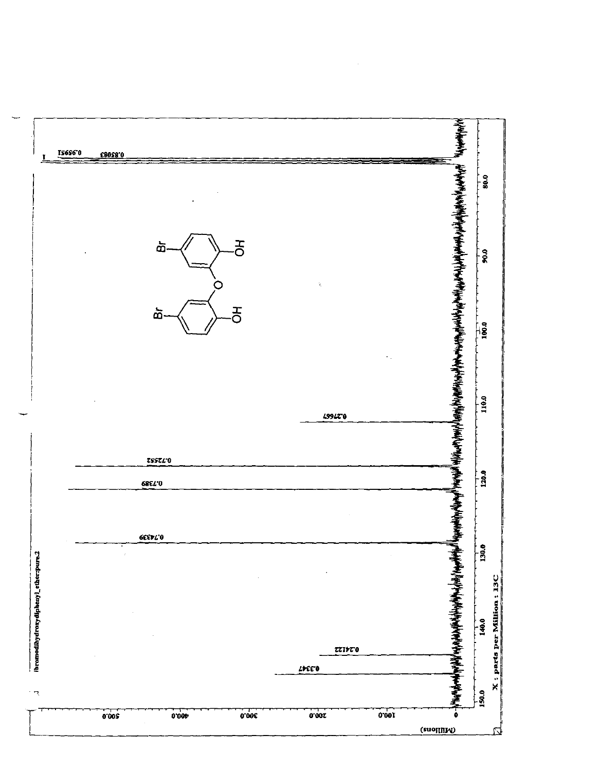ibromodihydroxydiphenyl_ether:pure.2

X : parts per Million : 13C

150.0 140.0 130.0 120.0 110.0 100.0 90.0 80.0

(Millions)

0 100.0 200.0 300.0 400.0 500.0

0.3347

0.24122

0.74339

0.7389

0.72552

0.27667

0.85083

0.95951

Br Br OH OH O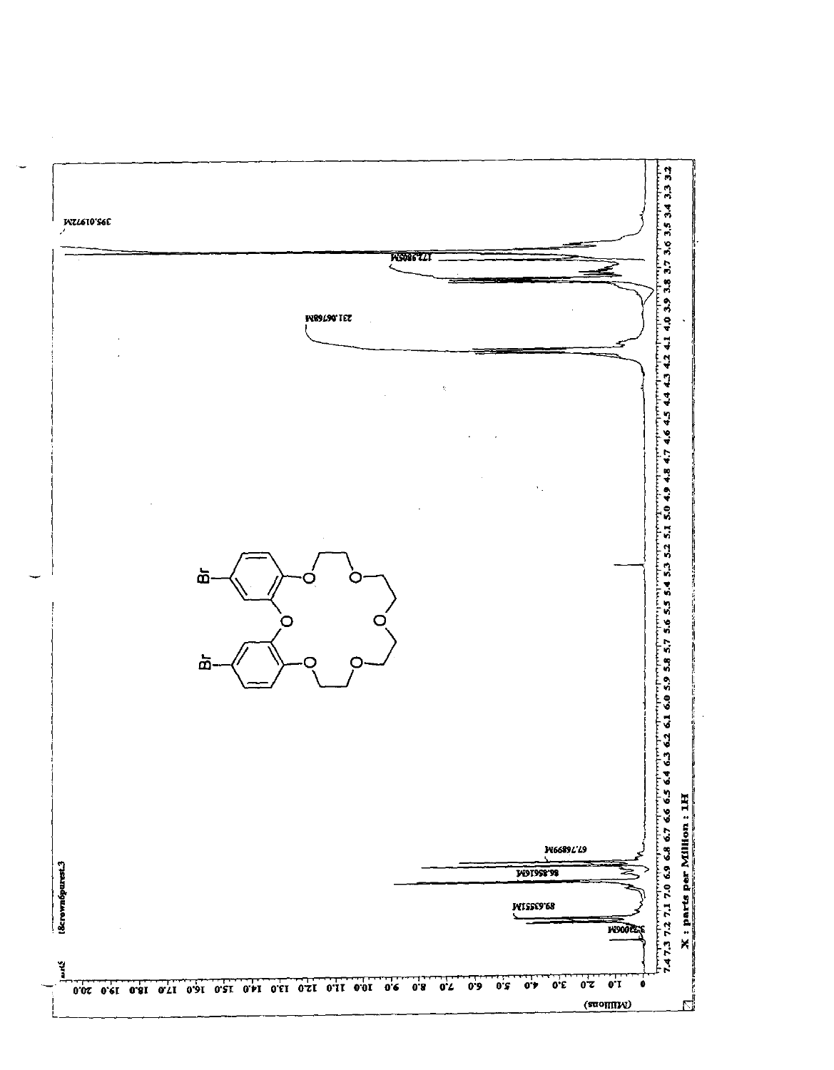18crown6purest.3

395.01972M

172.9805M

231.06768M

67.76899M

86.85616M

89.63555M

5.32006M

(Millions)

X : parts per Million : 1H

7.4 7.3 7.2 7.1 7.0 6.9 6.8 6.7 6.6 6.5 6.4 6.3 6.2 6.1 6.0 5.9 5.8 5.7 5.6 5.5 5.4 5.3 5.2 5.1 5.0 4.9 4.8 4.7 4.6 4.5 4.4 4.3 4.2 4.1 4.0 3.9 3.8 3.7 3.6 3.5 3.4 3.3 3.2

0 1.0 2.0 3.0 4.0 5.0 6.0 7.0 8.0 9.0 10.0 11.0 12.0 13.0 14.0 15.0 16.0 17.0 18.0 19.0 20.0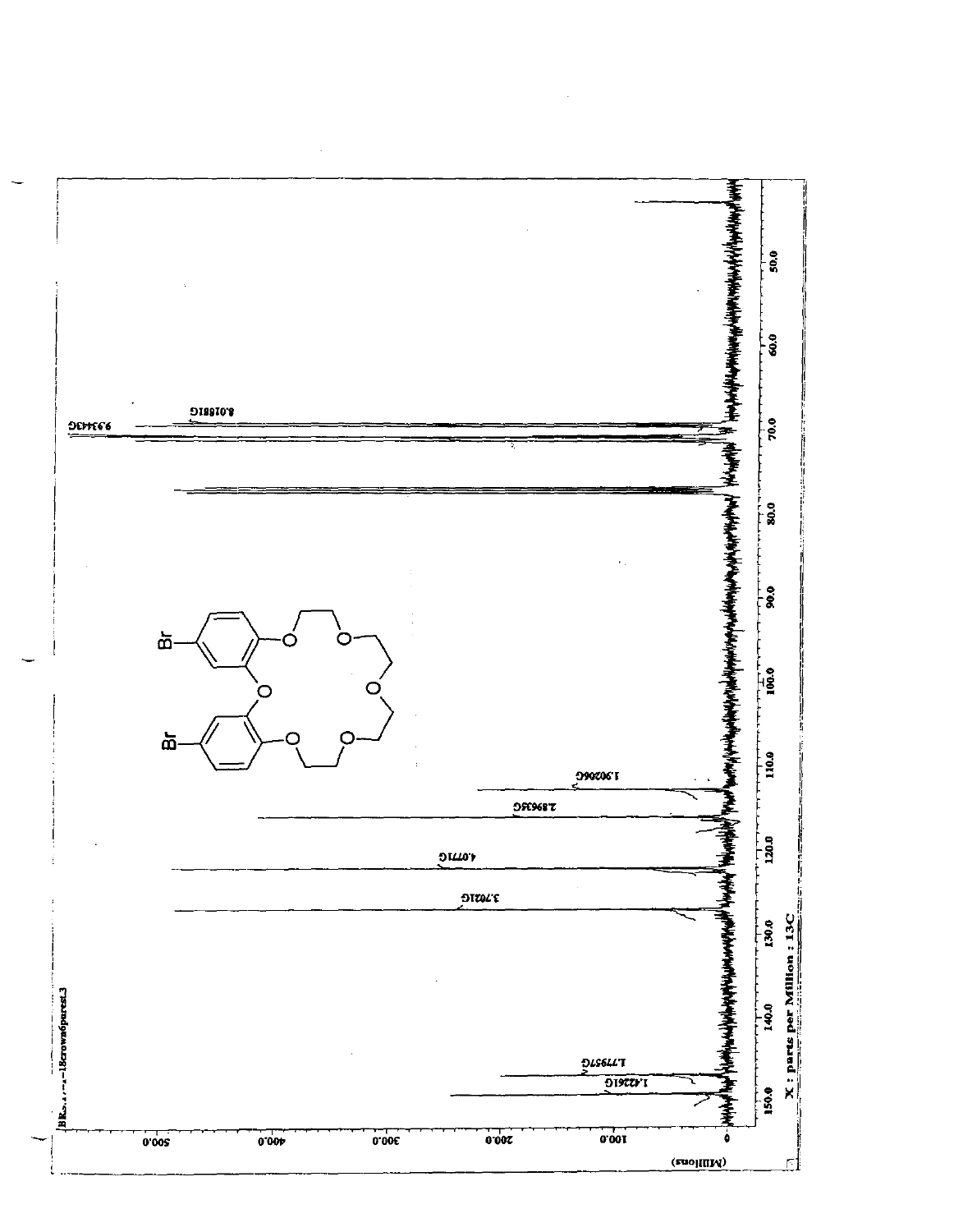BR...-18crown6parest.3

9.93443G

8.01881G

1.90206G

2.89635G

4.0771G

3.7021G

1.77957G

1.4226G

X : parts per Million : 13C

(Millions)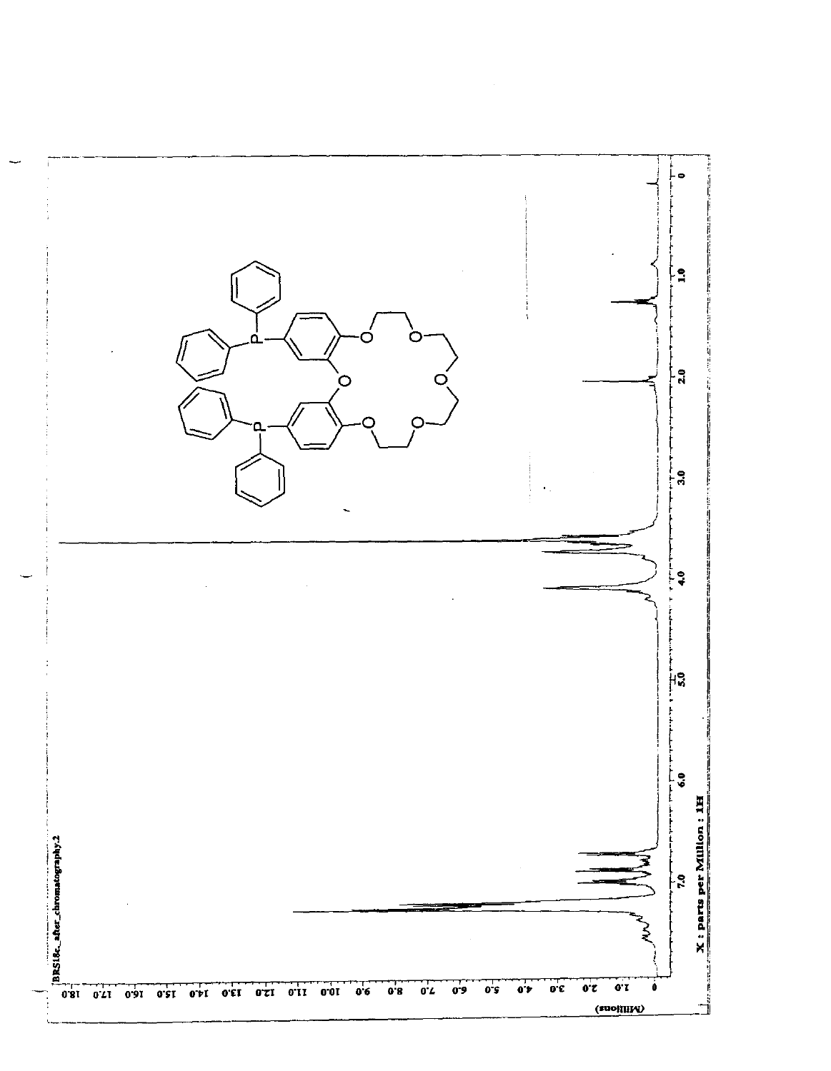BRS18c_after_chromatography.2

X : parts per Million : 1H

(Millions)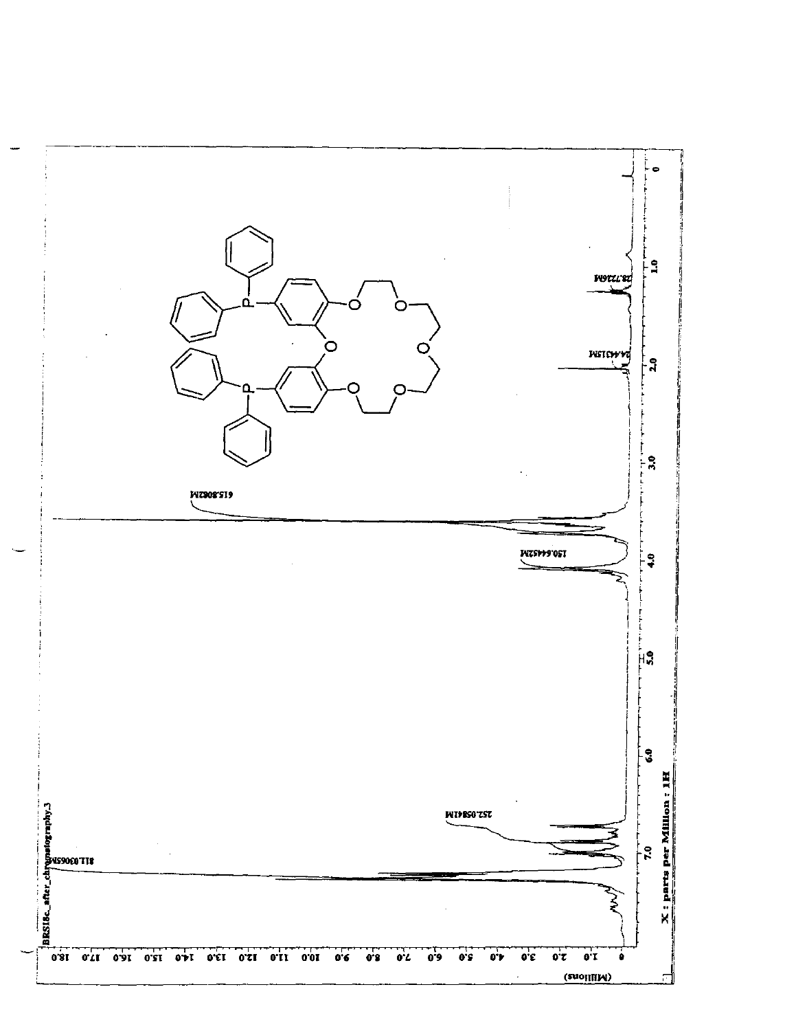BRS18c_after_chromatography.3

X : parts per Million : 1H

(Millions)

811.030065M

252.05841M

150.644452M

615.80682M

24.44315M

28.72269M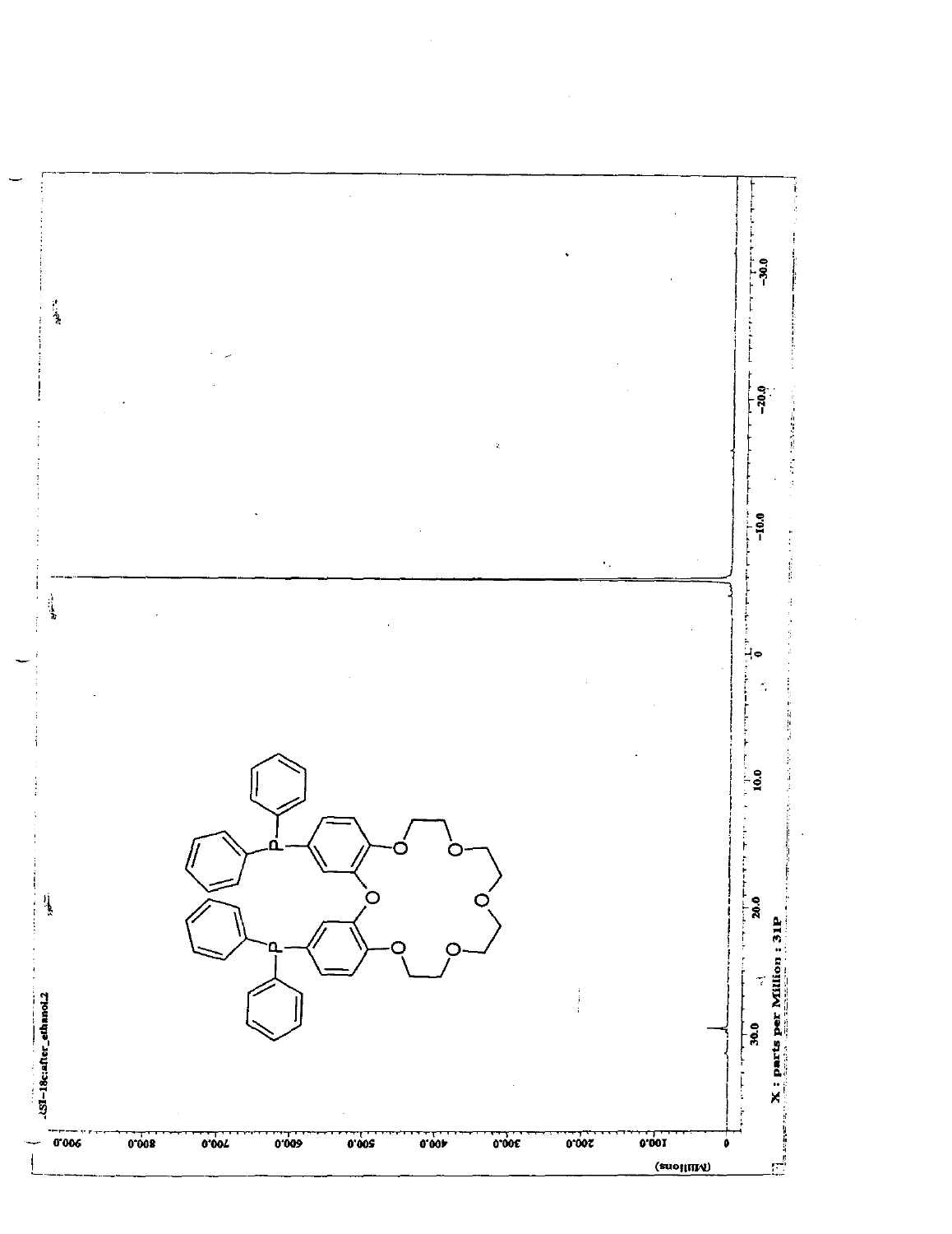XSI-18c:after_ethanol.2

X : parts per Million : 31P

(Millions)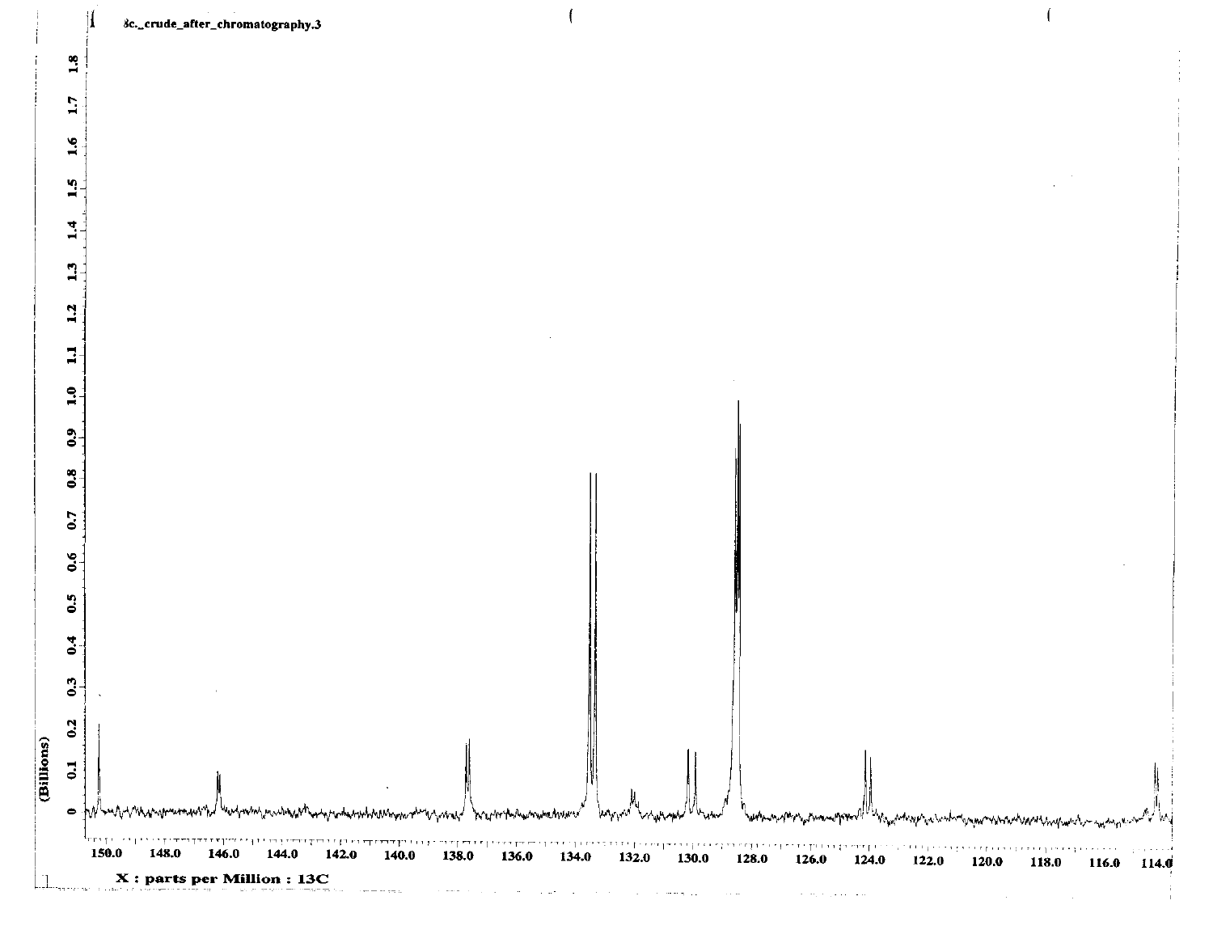8c._crude_after_chromatography.3

(Billions)

1.8
1.7
1.6
1.5
1.4
1.3
1.2
1.1
1.0
0.9
0.8
0.7
0.6
0.5
0.4
0.3
0.2
0.1
0

150.0 148.0 146.0 144.0 142.0 140.0 138.0 136.0 134.0 132.0 130.0 128.0 126.0 124.0 122.0 120.0 118.0 116.0 114.0

X : parts per Million : 13C